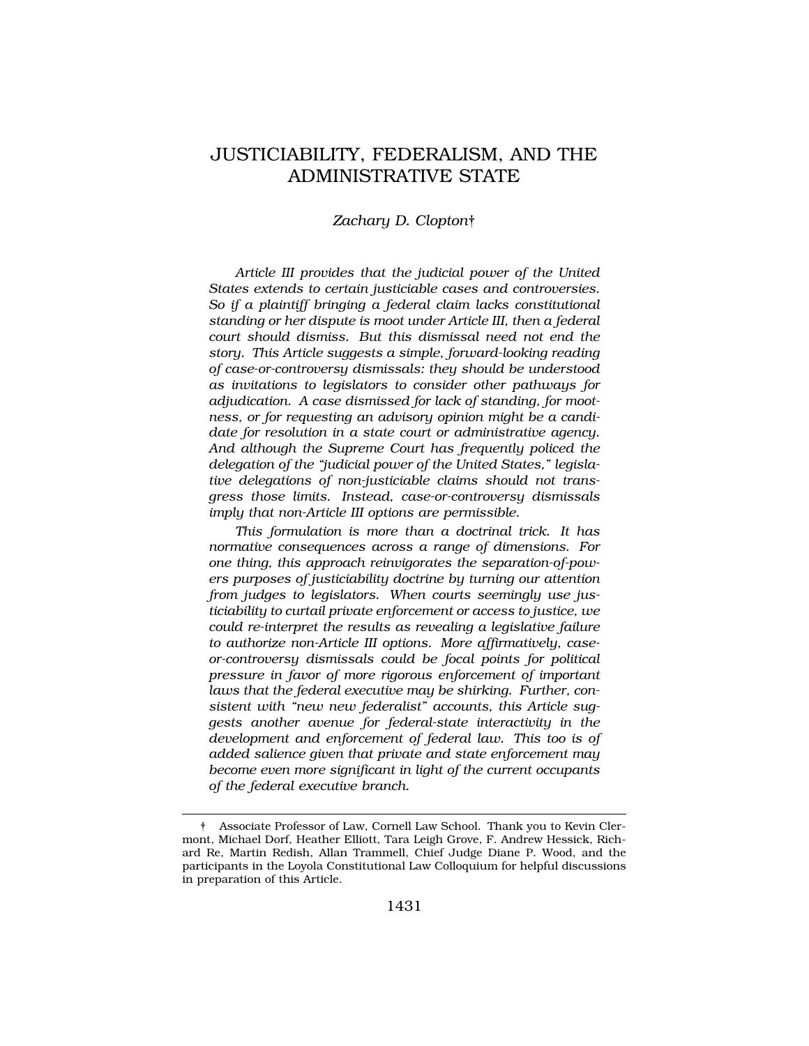# JUSTICIABILITY, FEDERALISM, AND THE ADMINISTRATIVE STATE

*Zachary D. Clopton*†

*Article III provides that the judicial power of the United States extends to certain justiciable cases and controversies. So if a plaintiff bringing a federal claim lacks constitutional standing or her dispute is moot under Article III, then a federal court should dismiss. But this dismissal need not end the story. This Article suggests a simple, forward-looking reading of case-or-controversy dismissals: they should be understood as invitations to legislators to consider other pathways for adjudication. A case dismissed for lack of standing, for mootness, or for requesting an advisory opinion might be a candidate for resolution in a state court or administrative agency. And although the Supreme Court has frequently policed the delegation of the "judicial power of the United States," legislative delegations of non-justiciable claims should not transgress those limits. Instead, case-or-controversy dismissals imply that non-Article III options are permissible.*

*This formulation is more than a doctrinal trick. It has normative consequences across a range of dimensions. For one thing, this approach reinvigorates the separation-of-powers purposes of justiciability doctrine by turning our attention from judges to legislators. When courts seemingly use justiciability to curtail private enforcement or access to justice, we could re-interpret the results as revealing a legislative failure to authorize non-Article III options. More affirmatively, case-or-controversy dismissals could be focal points for political pressure in favor of more rigorous enforcement of important laws that the federal executive may be shirking. Further, consistent with "new new federalist" accounts, this Article suggests another avenue for federal-state interactivity in the development and enforcement of federal law. This too is of added salience given that private and state enforcement may become even more significant in light of the current occupants of the federal executive branch.*

---

† Associate Professor of Law, Cornell Law School. Thank you to Kevin Clermont, Michael Dorf, Heather Elliott, Tara Leigh Grove, F. Andrew Hessick, Richard Re, Martin Redish, Allan Trammell, Chief Judge Diane P. Wood, and the participants in the Loyola Constitutional Law Colloquium for helpful discussions in preparation of this Article.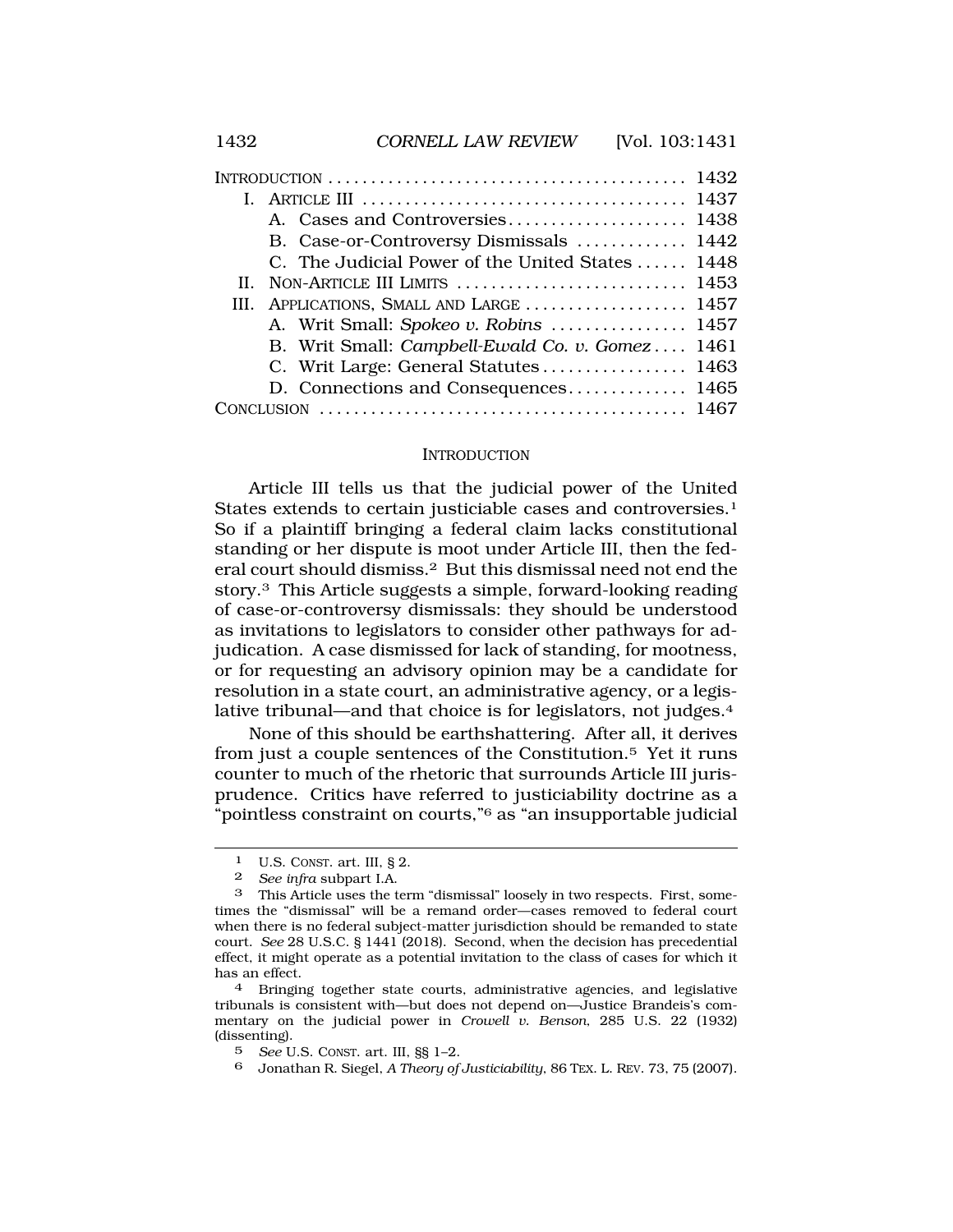| | |
|---|---|
| INTRODUCTION | 1432 |
| I. ARTICLE III | 1437 |
| A. Cases and Controversies | 1438 |
| B. Case-or-Controversy Dismissals | 1442 |
| C. The Judicial Power of the United States | 1448 |
| II. NON-ARTICLE III LIMITS | 1453 |
| III. APPLICATIONS, SMALL AND LARGE | 1457 |
| A. Writ Small: *Spokeo v. Robins* | 1457 |
| B. Writ Small: *Campbell-Ewald Co. v. Gomez* | 1461 |
| C. Writ Large: General Statutes | 1463 |
| D. Connections and Consequences | 1465 |
| CONCLUSION | 1467 |

## INTRODUCTION

Article III tells us that the judicial power of the United States extends to certain justiciable cases and controversies.[1] So if a plaintiff bringing a federal claim lacks constitutional standing or her dispute is moot under Article III, then the federal court should dismiss.[2] But this dismissal need not end the story.[3] This Article suggests a simple, forward-looking reading of case-or-controversy dismissals: they should be understood as invitations to legislators to consider other pathways for adjudication. A case dismissed for lack of standing, for mootness, or for requesting an advisory opinion may be a candidate for resolution in a state court, an administrative agency, or a legislative tribunal—and that choice is for legislators, not judges.[4]

None of this should be earthshattering. After all, it derives from just a couple sentences of the Constitution.[5] Yet it runs counter to much of the rhetoric that surrounds Article III jurisprudence. Critics have referred to justiciability doctrine as a "pointless constraint on courts,"[6] as "an insupportable judicial

---

[1] U.S. CONST. art. III, § 2.

[2] *See infra* subpart I.A.

[3] This Article uses the term "dismissal" loosely in two respects. First, sometimes the "dismissal" will be a remand order—cases removed to federal court when there is no federal subject-matter jurisdiction should be remanded to state court. *See* 28 U.S.C. § 1441 (2018). Second, when the decision has precedential effect, it might operate as a potential invitation to the class of cases for which it has an effect.

[4] Bringing together state courts, administrative agencies, and legislative tribunals is consistent with—but does not depend on—Justice Brandeis's commentary on the judicial power in *Crowell v. Benson*, 285 U.S. 22 (1932) (dissenting).

[5] *See* U.S. CONST. art. III, §§ 1–2.

[6] Jonathan R. Siegel, *A Theory of Justiciability*, 86 TEX. L. REV. 73, 75 (2007).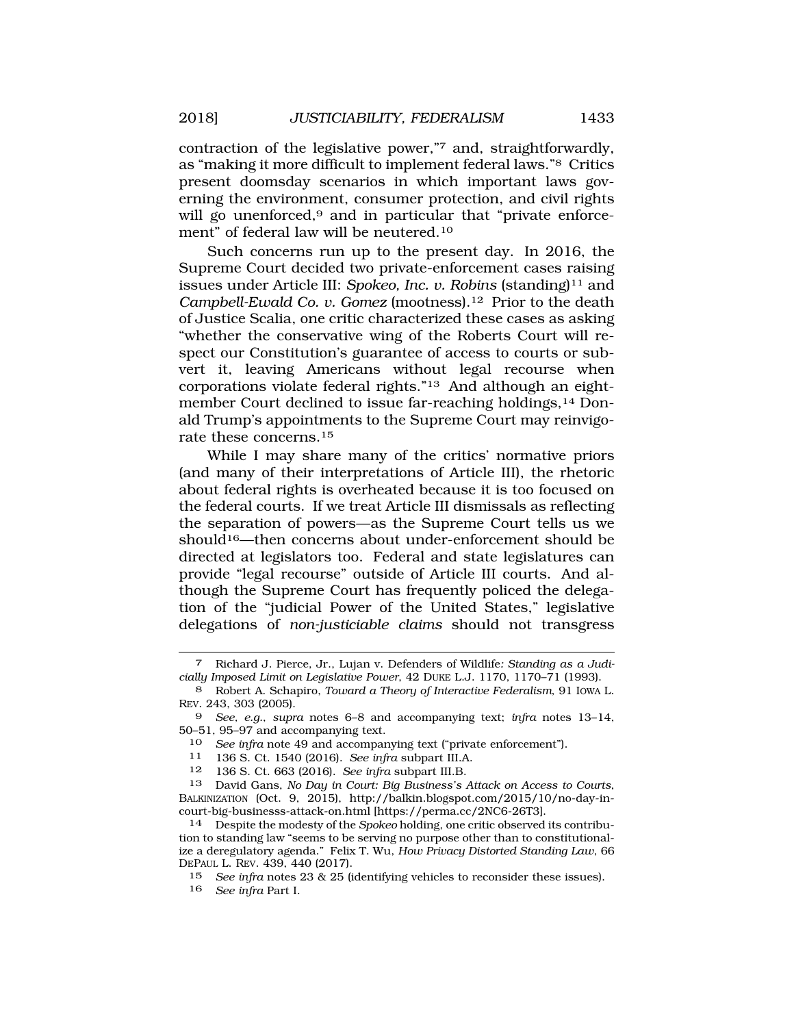contraction of the legislative power,"[7] and, straightforwardly, as "making it more difficult to implement federal laws."[8] Critics present doomsday scenarios in which important laws governing the environment, consumer protection, and civil rights will go unenforced,[9] and in particular that "private enforcement" of federal law will be neutered.[10]

Such concerns run up to the present day. In 2016, the Supreme Court decided two private-enforcement cases raising issues under Article III: *Spokeo, Inc. v. Robins* (standing)[11] and *Campbell-Ewald Co. v. Gomez* (mootness).[12] Prior to the death of Justice Scalia, one critic characterized these cases as asking "whether the conservative wing of the Roberts Court will respect our Constitution's guarantee of access to courts or subvert it, leaving Americans without legal recourse when corporations violate federal rights."[13] And although an eight-member Court declined to issue far-reaching holdings,[14] Donald Trump's appointments to the Supreme Court may reinvigorate these concerns.[15]

While I may share many of the critics' normative priors (and many of their interpretations of Article III), the rhetoric about federal rights is overheated because it is too focused on the federal courts. If we treat Article III dismissals as reflecting the separation of powers—as the Supreme Court tells us we should[16]—then concerns about under-enforcement should be directed at legislators too. Federal and state legislatures can provide "legal recourse" outside of Article III courts. And although the Supreme Court has frequently policed the delegation of the "judicial Power of the United States," legislative delegations of *non-justiciable claims* should not transgress

---

[7] Richard J. Pierce, Jr., Lujan v. Defenders of Wildlife*: Standing as a Judicially Imposed Limit on Legislative Power*, 42 DUKE L.J. 1170, 1170–71 (1993).

[8] Robert A. Schapiro, *Toward a Theory of Interactive Federalism*, 91 IOWA L. REV. 243, 303 (2005).

[9] *See, e.g.*, *supra* notes 6–8 and accompanying text; *infra* notes 13–14, 50–51, 95–97 and accompanying text.

[10] *See infra* note 49 and accompanying text ("private enforcement").

[11] 136 S. Ct. 1540 (2016). *See infra* subpart III.A.

[12] 136 S. Ct. 663 (2016). *See infra* subpart III.B.

[13] David Gans, *No Day in Court: Big Business's Attack on Access to Courts*, BALKINIZATION (Oct. 9, 2015), http://balkin.blogspot.com/2015/10/no-day-in-court-big-businesss-attack-on.html [https://perma.cc/2NC6-26T3].

[14] Despite the modesty of the *Spokeo* holding, one critic observed its contribution to standing law "seems to be serving no purpose other than to constitutionalize a deregulatory agenda." Felix T. Wu, *How Privacy Distorted Standing Law*, 66 DEPAUL L. REV. 439, 440 (2017).

[15] *See infra* notes 23 & 25 (identifying vehicles to reconsider these issues).

[16] *See infra* Part I.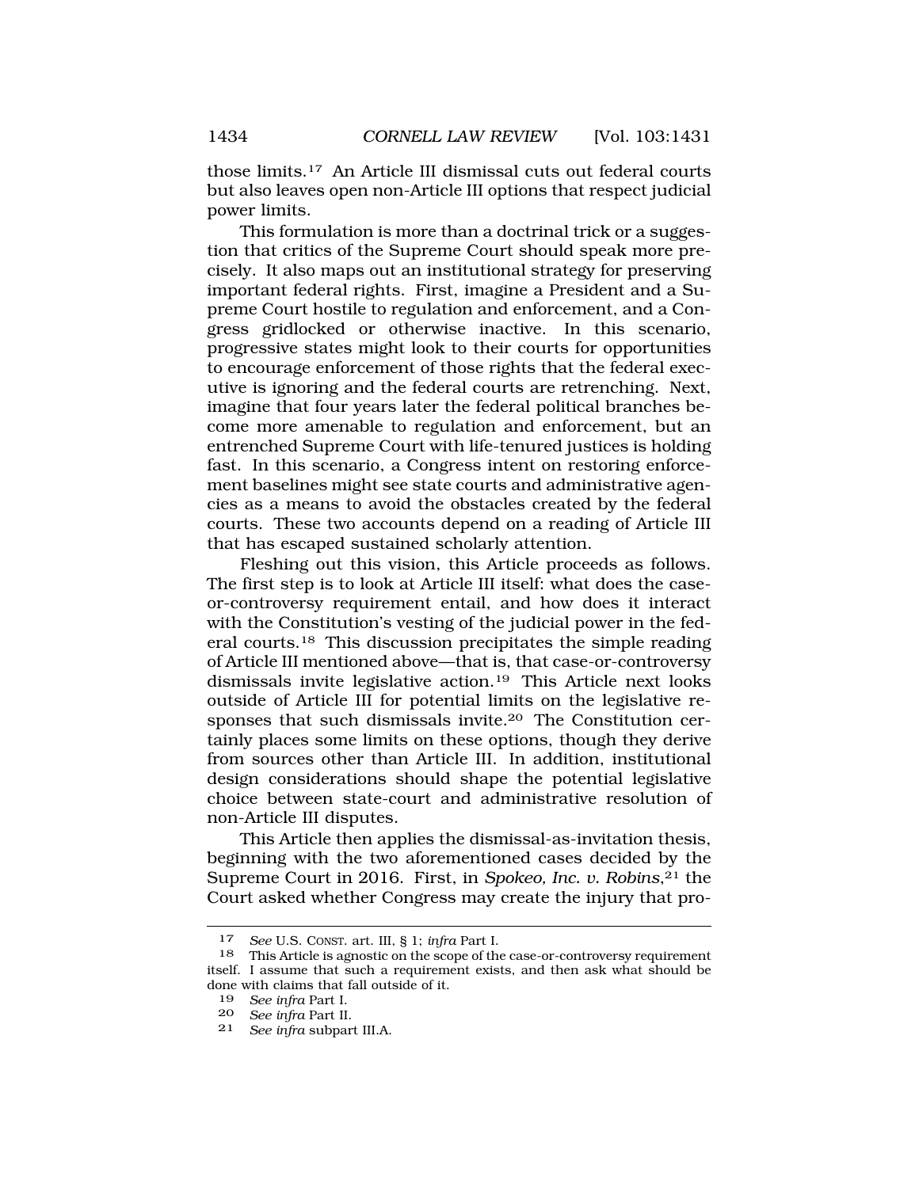those limits.[17] An Article III dismissal cuts out federal courts but also leaves open non-Article III options that respect judicial power limits.

This formulation is more than a doctrinal trick or a suggestion that critics of the Supreme Court should speak more precisely. It also maps out an institutional strategy for preserving important federal rights. First, imagine a President and a Supreme Court hostile to regulation and enforcement, and a Congress gridlocked or otherwise inactive. In this scenario, progressive states might look to their courts for opportunities to encourage enforcement of those rights that the federal executive is ignoring and the federal courts are retrenching. Next, imagine that four years later the federal political branches become more amenable to regulation and enforcement, but an entrenched Supreme Court with life-tenured justices is holding fast. In this scenario, a Congress intent on restoring enforcement baselines might see state courts and administrative agencies as a means to avoid the obstacles created by the federal courts. These two accounts depend on a reading of Article III that has escaped sustained scholarly attention.

Fleshing out this vision, this Article proceeds as follows. The first step is to look at Article III itself: what does the case-or-controversy requirement entail, and how does it interact with the Constitution's vesting of the judicial power in the federal courts.[18] This discussion precipitates the simple reading of Article III mentioned above—that is, that case-or-controversy dismissals invite legislative action.[19] This Article next looks outside of Article III for potential limits on the legislative responses that such dismissals invite.[20] The Constitution certainly places some limits on these options, though they derive from sources other than Article III. In addition, institutional design considerations should shape the potential legislative choice between state-court and administrative resolution of non-Article III disputes.

This Article then applies the dismissal-as-invitation thesis, beginning with the two aforementioned cases decided by the Supreme Court in 2016. First, in *Spokeo, Inc. v. Robins*,[21] the Court asked whether Congress may create the injury that pro-

---

17 *See* U.S. CONST. art. III, § 1; *infra* Part I.

18 This Article is agnostic on the scope of the case-or-controversy requirement itself. I assume that such a requirement exists, and then ask what should be done with claims that fall outside of it.

19 *See infra* Part I.

20 *See infra* Part II.

21 *See infra* subpart III.A.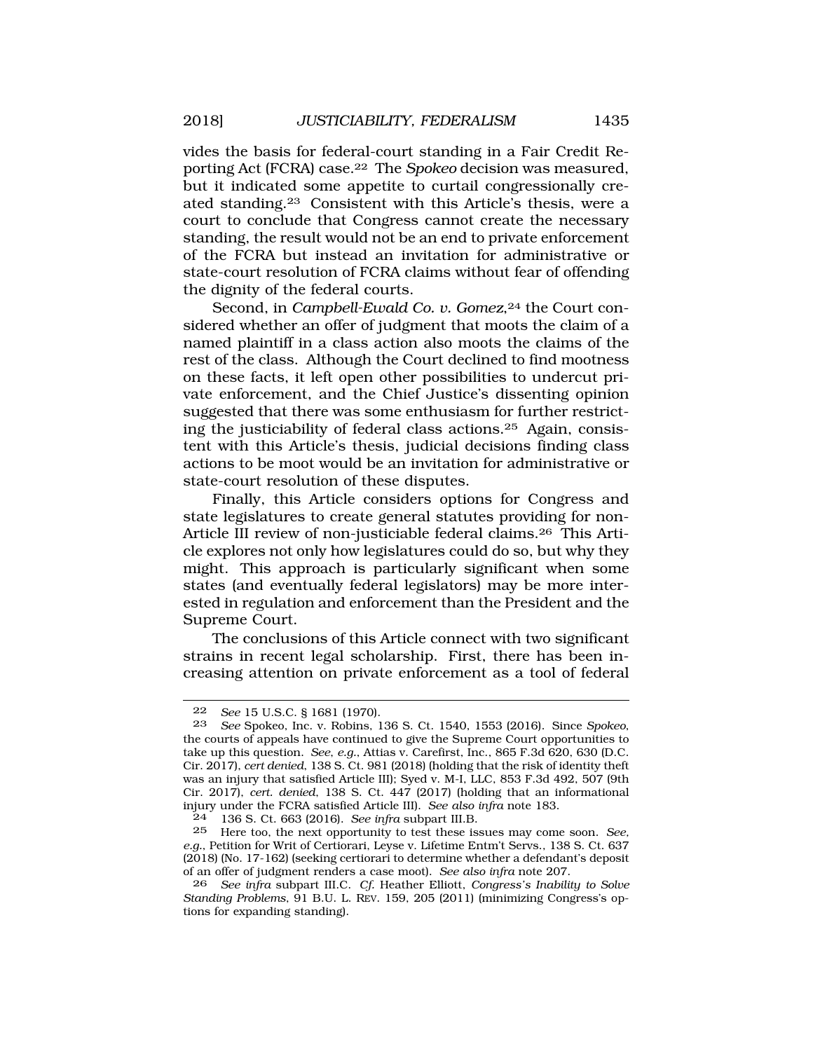vides the basis for federal-court standing in a Fair Credit Reporting Act (FCRA) case.[22] The *Spokeo* decision was measured, but it indicated some appetite to curtail congressionally created standing.[23] Consistent with this Article's thesis, were a court to conclude that Congress cannot create the necessary standing, the result would not be an end to private enforcement of the FCRA but instead an invitation for administrative or state-court resolution of FCRA claims without fear of offending the dignity of the federal courts.

Second, in *Campbell-Ewald Co. v. Gomez*,[24] the Court considered whether an offer of judgment that moots the claim of a named plaintiff in a class action also moots the claims of the rest of the class. Although the Court declined to find mootness on these facts, it left open other possibilities to undercut private enforcement, and the Chief Justice's dissenting opinion suggested that there was some enthusiasm for further restricting the justiciability of federal class actions.[25] Again, consistent with this Article's thesis, judicial decisions finding class actions to be moot would be an invitation for administrative or state-court resolution of these disputes.

Finally, this Article considers options for Congress and state legislatures to create general statutes providing for non-Article III review of non-justiciable federal claims.[26] This Article explores not only how legislatures could do so, but why they might. This approach is particularly significant when some states (and eventually federal legislators) may be more interested in regulation and enforcement than the President and the Supreme Court.

The conclusions of this Article connect with two significant strains in recent legal scholarship. First, there has been increasing attention on private enforcement as a tool of federal

---

22 *See* 15 U.S.C. § 1681 (1970).

23 *See* Spokeo, Inc. v. Robins, 136 S. Ct. 1540, 1553 (2016). Since *Spokeo*, the courts of appeals have continued to give the Supreme Court opportunities to take up this question. *See, e.g.*, Attias v. Carefirst, Inc., 865 F.3d 620, 630 (D.C. Cir. 2017), *cert denied*, 138 S. Ct. 981 (2018) (holding that the risk of identity theft was an injury that satisfied Article III); Syed v. M-I, LLC, 853 F.3d 492, 507 (9th Cir. 2017), *cert. denied*, 138 S. Ct. 447 (2017) (holding that an informational injury under the FCRA satisfied Article III). *See also infra* note 183.

24 136 S. Ct. 663 (2016). *See infra* subpart III.B.

25 Here too, the next opportunity to test these issues may come soon. *See, e.g.*, Petition for Writ of Certiorari, Leyse v. Lifetime Entm't Servs., 138 S. Ct. 637 (2018) (No. 17-162) (seeking certiorari to determine whether a defendant's deposit of an offer of judgment renders a case moot). *See also infra* note 207.

26 *See infra* subpart III.C. *Cf.* Heather Elliott, *Congress's Inability to Solve Standing Problems*, 91 B.U. L. REV. 159, 205 (2011) (minimizing Congress's options for expanding standing).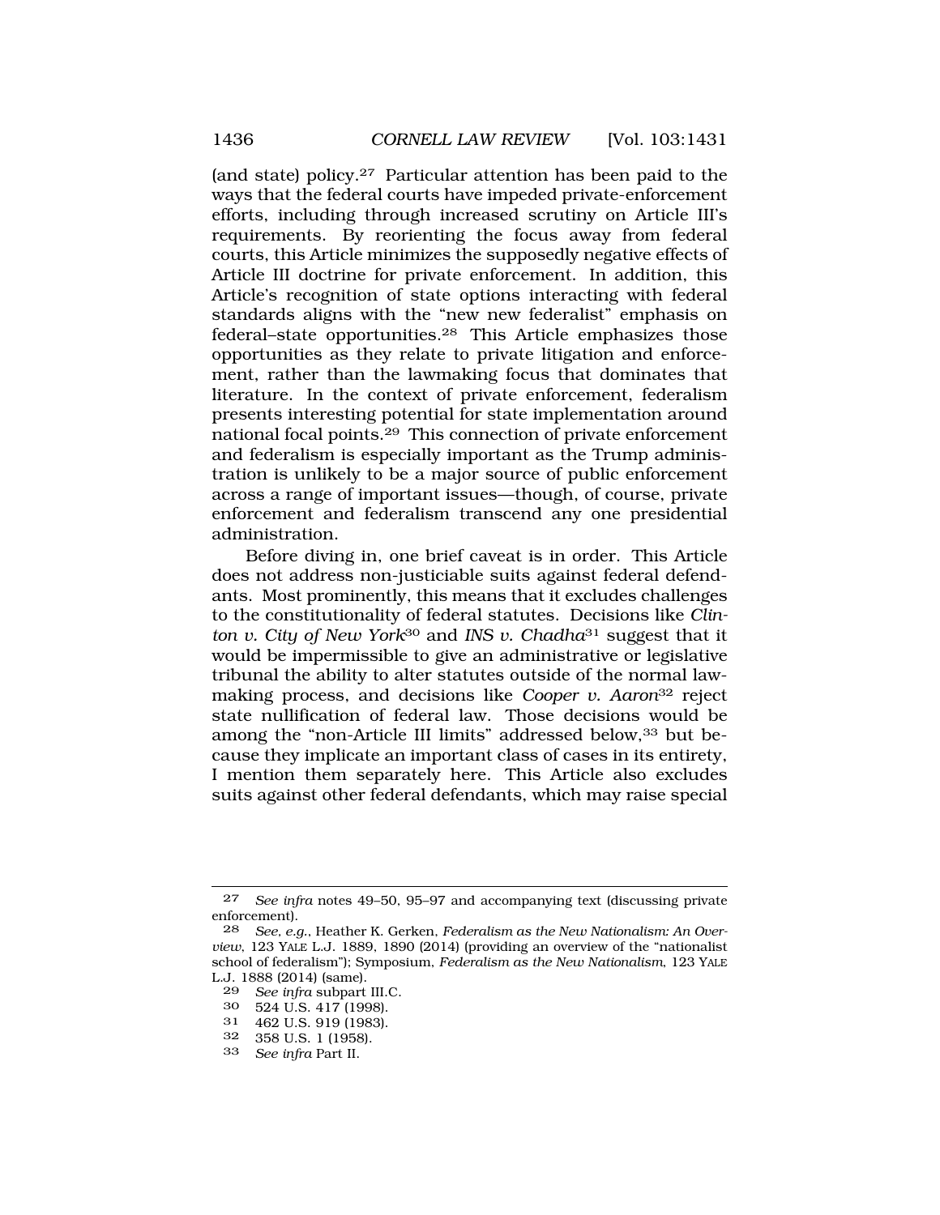(and state) policy.[27] Particular attention has been paid to the ways that the federal courts have impeded private-enforcement efforts, including through increased scrutiny on Article III's requirements. By reorienting the focus away from federal courts, this Article minimizes the supposedly negative effects of Article III doctrine for private enforcement. In addition, this Article's recognition of state options interacting with federal standards aligns with the "new new federalist" emphasis on federal–state opportunities.[28] This Article emphasizes those opportunities as they relate to private litigation and enforcement, rather than the lawmaking focus that dominates that literature. In the context of private enforcement, federalism presents interesting potential for state implementation around national focal points.[29] This connection of private enforcement and federalism is especially important as the Trump administration is unlikely to be a major source of public enforcement across a range of important issues—though, of course, private enforcement and federalism transcend any one presidential administration.

Before diving in, one brief caveat is in order. This Article does not address non-justiciable suits against federal defendants. Most prominently, this means that it excludes challenges to the constitutionality of federal statutes. Decisions like *Clinton v. City of New York*[30] and *INS v. Chadha*[31] suggest that it would be impermissible to give an administrative or legislative tribunal the ability to alter statutes outside of the normal lawmaking process, and decisions like *Cooper v. Aaron*[32] reject state nullification of federal law. Those decisions would be among the "non-Article III limits" addressed below,[33] but because they implicate an important class of cases in its entirety, I mention them separately here. This Article also excludes suits against other federal defendants, which may raise special

---

27 *See infra* notes 49–50, 95–97 and accompanying text (discussing private enforcement).

28 *See, e.g.*, Heather K. Gerken, *Federalism as the New Nationalism: An Overview*, 123 YALE L.J. 1889, 1890 (2014) (providing an overview of the "nationalist school of federalism"); Symposium, *Federalism as the New Nationalism*, 123 YALE L.J. 1888 (2014) (same).

29 *See infra* subpart III.C.

30 524 U.S. 417 (1998).

31 462 U.S. 919 (1983).

32 358 U.S. 1 (1958).

33 *See infra* Part II.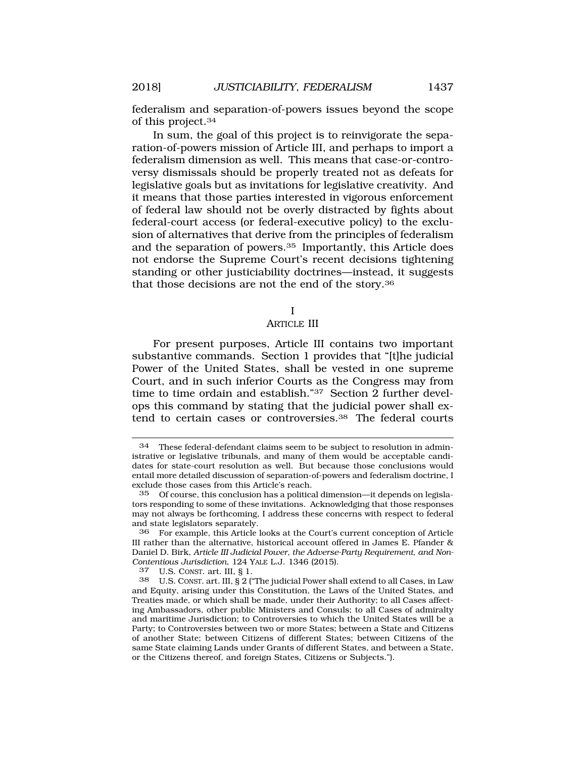federalism and separation-of-powers issues beyond the scope of this project.[34]

In sum, the goal of this project is to reinvigorate the separation-of-powers mission of Article III, and perhaps to import a federalism dimension as well. This means that case-or-controversy dismissals should be properly treated not as defeats for legislative goals but as invitations for legislative creativity. And it means that those parties interested in vigorous enforcement of federal law should not be overly distracted by fights about federal-court access (or federal-executive policy) to the exclusion of alternatives that derive from the principles of federalism and the separation of powers.[35] Importantly, this Article does not endorse the Supreme Court's recent decisions tightening standing or other justiciability doctrines—instead, it suggests that those decisions are not the end of the story.[36]

## I
## ARTICLE III

For present purposes, Article III contains two important substantive commands. Section 1 provides that "[t]he judicial Power of the United States, shall be vested in one supreme Court, and in such inferior Courts as the Congress may from time to time ordain and establish."[37] Section 2 further develops this command by stating that the judicial power shall extend to certain cases or controversies.[38] The federal courts

---

[34] These federal-defendant claims seem to be subject to resolution in administrative or legislative tribunals, and many of them would be acceptable candidates for state-court resolution as well. But because those conclusions would entail more detailed discussion of separation-of-powers and federalism doctrine, I exclude those cases from this Article's reach.

[35] Of course, this conclusion has a political dimension—it depends on legislators responding to some of these invitations. Acknowledging that those responses may not always be forthcoming, I address these concerns with respect to federal and state legislators separately.

[36] For example, this Article looks at the Court's current conception of Article III rather than the alternative, historical account offered in James E. Pfander & Daniel D. Birk, *Article III Judicial Power, the Adverse-Party Requirement, and Non-Contentious Jurisdiction*, 124 YALE L.J. 1346 (2015).

[37] U.S. CONST. art. III, § 1.

[38] U.S. CONST. art. III, § 2 ("The judicial Power shall extend to all Cases, in Law and Equity, arising under this Constitution, the Laws of the United States, and Treaties made, or which shall be made, under their Authority; to all Cases affecting Ambassadors, other public Ministers and Consuls; to all Cases of admiralty and maritime Jurisdiction; to Controversies to which the United States will be a Party; to Controversies between two or more States; between a State and Citizens of another State; between Citizens of different States; between Citizens of the same State claiming Lands under Grants of different States, and between a State, or the Citizens thereof, and foreign States, Citizens or Subjects.").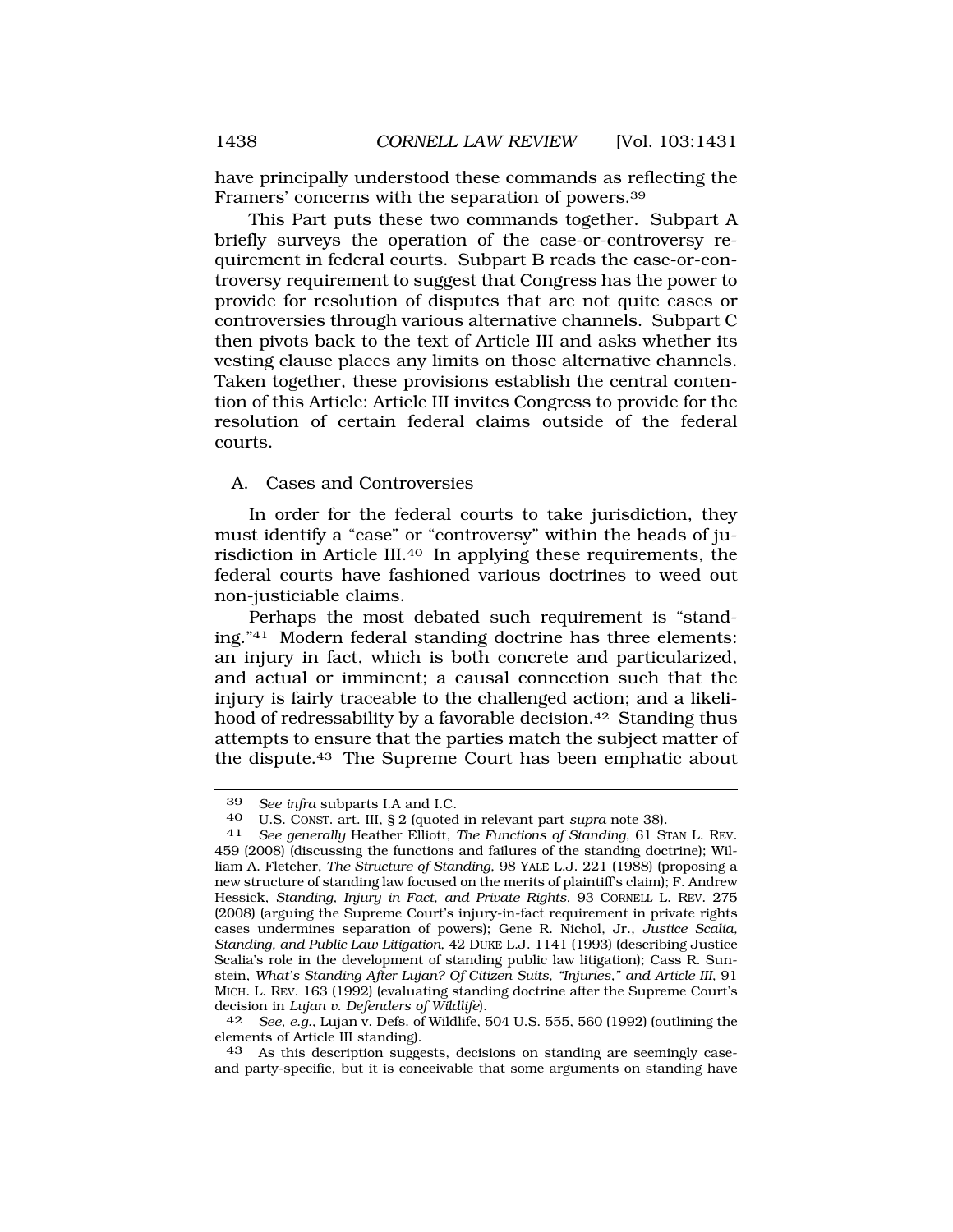have principally understood these commands as reflecting the Framers' concerns with the separation of powers.[39]

This Part puts these two commands together. Subpart A briefly surveys the operation of the case-or-controversy requirement in federal courts. Subpart B reads the case-or-controversy requirement to suggest that Congress has the power to provide for resolution of disputes that are not quite cases or controversies through various alternative channels. Subpart C then pivots back to the text of Article III and asks whether its vesting clause places any limits on those alternative channels. Taken together, these provisions establish the central contention of this Article: Article III invites Congress to provide for the resolution of certain federal claims outside of the federal courts.

## A. Cases and Controversies

In order for the federal courts to take jurisdiction, they must identify a "case" or "controversy" within the heads of jurisdiction in Article III.[40] In applying these requirements, the federal courts have fashioned various doctrines to weed out non-justiciable claims.

Perhaps the most debated such requirement is "standing."[41] Modern federal standing doctrine has three elements: an injury in fact, which is both concrete and particularized, and actual or imminent; a causal connection such that the injury is fairly traceable to the challenged action; and a likelihood of redressability by a favorable decision.[42] Standing thus attempts to ensure that the parties match the subject matter of the dispute.[43] The Supreme Court has been emphatic about

---

[39] *See infra* subparts I.A and I.C.

[40] U.S. CONST. art. III, § 2 (quoted in relevant part *supra* note 38).

[41] *See generally* Heather Elliott, *The Functions of Standing*, 61 STAN L. REV. 459 (2008) (discussing the functions and failures of the standing doctrine); William A. Fletcher, *The Structure of Standing*, 98 YALE L.J. 221 (1988) (proposing a new structure of standing law focused on the merits of plaintiff's claim); F. Andrew Hessick, *Standing, Injury in Fact, and Private Rights*, 93 CORNELL L. REV. 275 (2008) (arguing the Supreme Court's injury-in-fact requirement in private rights cases undermines separation of powers); Gene R. Nichol, Jr., *Justice Scalia, Standing, and Public Law Litigation*, 42 DUKE L.J. 1141 (1993) (describing Justice Scalia's role in the development of standing public law litigation); Cass R. Sunstein, *What's Standing After Lujan? Of Citizen Suits, "Injuries," and Article III*, 91 MICH. L. REV. 163 (1992) (evaluating standing doctrine after the Supreme Court's decision in *Lujan v. Defenders of Wildlife*).

[42] *See, e.g.*, Lujan v. Defs. of Wildlife, 504 U.S. 555, 560 (1992) (outlining the elements of Article III standing).

[43] As this description suggests, decisions on standing are seemingly case- and party-specific, but it is conceivable that some arguments on standing have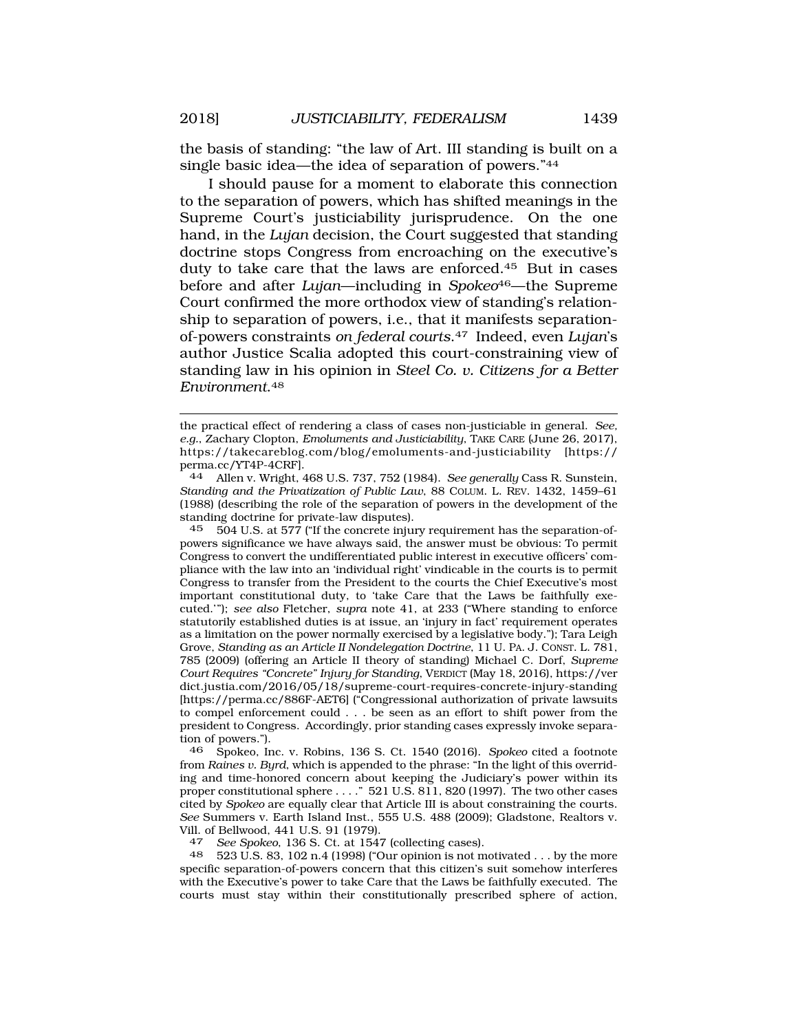the basis of standing: "the law of Art. III standing is built on a single basic idea—the idea of separation of powers."[44]

I should pause for a moment to elaborate this connection to the separation of powers, which has shifted meanings in the Supreme Court's justiciability jurisprudence. On the one hand, in the *Lujan* decision, the Court suggested that standing doctrine stops Congress from encroaching on the executive's duty to take care that the laws are enforced.[45] But in cases before and after *Lujan*—including in *Spokeo*[46]—the Supreme Court confirmed the more orthodox view of standing's relationship to separation of powers, i.e., that it manifests separation-of-powers constraints *on federal courts*.[47] Indeed, even *Lujan*'s author Justice Scalia adopted this court-constraining view of standing law in his opinion in *Steel Co. v. Citizens for a Better Environment*.[48]

---

the practical effect of rendering a class of cases non-justiciable in general. *See, e.g.*, Zachary Clopton, *Emoluments and Justiciability*, TAKE CARE (June 26, 2017), https://takecareblog.com/blog/emoluments-and-justiciability [https://perma.cc/YT4P-4CRF].

44 Allen v. Wright, 468 U.S. 737, 752 (1984). *See generally* Cass R. Sunstein, *Standing and the Privatization of Public Law*, 88 COLUM. L. REV. 1432, 1459–61 (1988) (describing the role of the separation of powers in the development of the standing doctrine for private-law disputes).

45 504 U.S. at 577 ("If the concrete injury requirement has the separation-of-powers significance we have always said, the answer must be obvious: To permit Congress to convert the undifferentiated public interest in executive officers' compliance with the law into an 'individual right' vindicable in the courts is to permit Congress to transfer from the President to the courts the Chief Executive's most important constitutional duty, to 'take Care that the Laws be faithfully executed.'"); *see also* Fletcher, *supra* note 41, at 233 ("Where standing to enforce statutorily established duties is at issue, an 'injury in fact' requirement operates as a limitation on the power normally exercised by a legislative body."); Tara Leigh Grove, *Standing as an Article II Nondelegation Doctrine*, 11 U. PA. J. CONST. L. 781, 785 (2009) (offering an Article II theory of standing) Michael C. Dorf, *Supreme Court Requires "Concrete" Injury for Standing*, VERDICT (May 18, 2016), https://verdict.justia.com/2016/05/18/supreme-court-requires-concrete-injury-standing [https://perma.cc/886F-AET6] ("Congressional authorization of private lawsuits to compel enforcement could . . . be seen as an effort to shift power from the president to Congress. Accordingly, prior standing cases expressly invoke separation of powers.").

46 Spokeo, Inc. v. Robins, 136 S. Ct. 1540 (2016). *Spokeo* cited a footnote from *Raines v. Byrd*, which is appended to the phrase: "In the light of this overriding and time-honored concern about keeping the Judiciary's power within its proper constitutional sphere . . . ." 521 U.S. 811, 820 (1997). The two other cases cited by *Spokeo* are equally clear that Article III is about constraining the courts. *See* Summers v. Earth Island Inst., 555 U.S. 488 (2009); Gladstone, Realtors v. Vill. of Bellwood, 441 U.S. 91 (1979).

47 *See Spokeo*, 136 S. Ct. at 1547 (collecting cases).

48 523 U.S. 83, 102 n.4 (1998) ("Our opinion is not motivated . . . by the more specific separation-of-powers concern that this citizen's suit somehow interferes with the Executive's power to take Care that the Laws be faithfully executed. The courts must stay within their constitutionally prescribed sphere of action,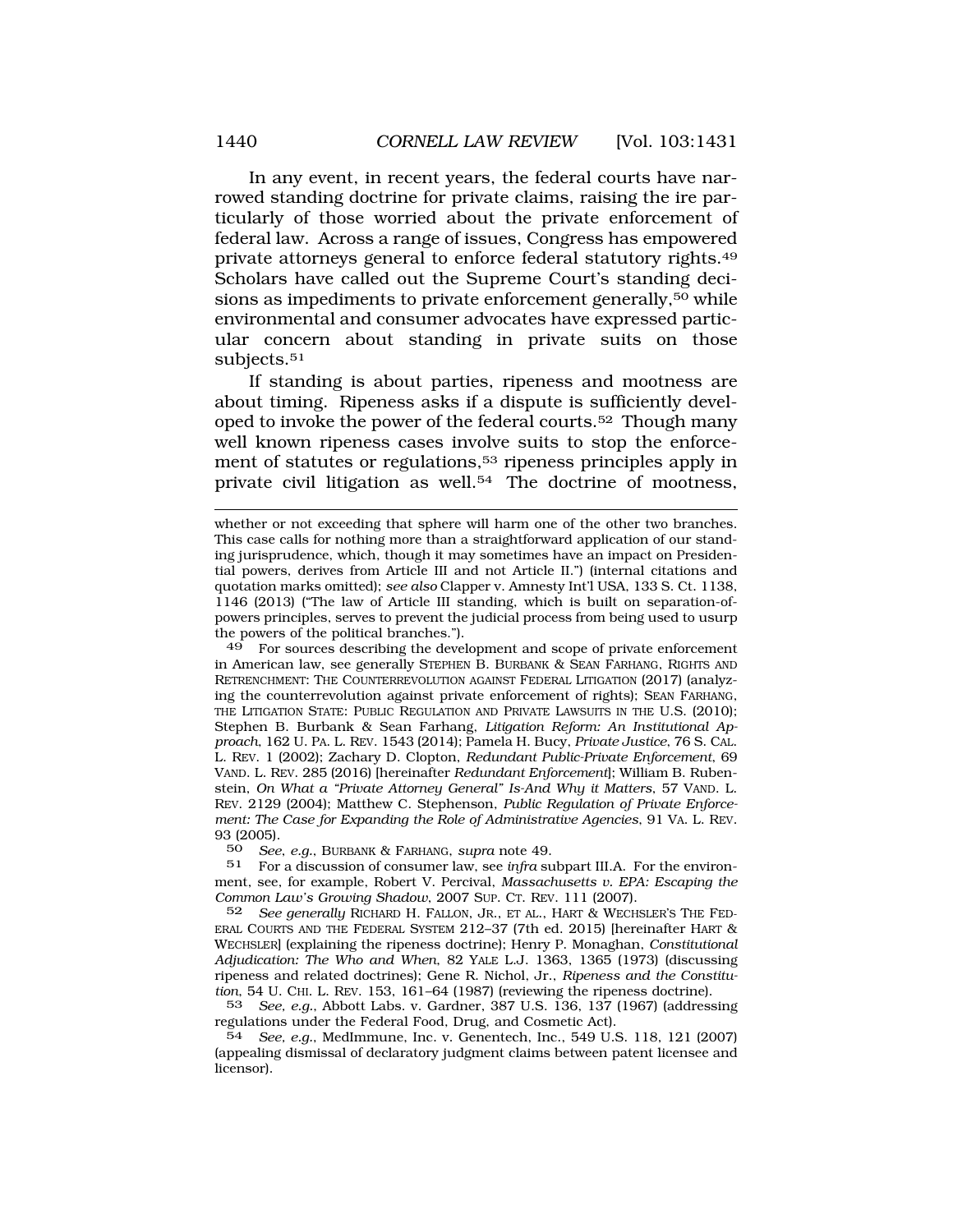In any event, in recent years, the federal courts have narrowed standing doctrine for private claims, raising the ire particularly of those worried about the private enforcement of federal law. Across a range of issues, Congress has empowered private attorneys general to enforce federal statutory rights.[49] Scholars have called out the Supreme Court's standing decisions as impediments to private enforcement generally,[50] while environmental and consumer advocates have expressed particular concern about standing in private suits on those subjects.[51]

If standing is about parties, ripeness and mootness are about timing. Ripeness asks if a dispute is sufficiently developed to invoke the power of the federal courts.[52] Though many well known ripeness cases involve suits to stop the enforcement of statutes or regulations,[53] ripeness principles apply in private civil litigation as well.[54] The doctrine of mootness,

---

whether or not exceeding that sphere will harm one of the other two branches. This case calls for nothing more than a straightforward application of our standing jurisprudence, which, though it may sometimes have an impact on Presidential powers, derives from Article III and not Article II.") (internal citations and quotation marks omitted); *see also* Clapper v. Amnesty Int'l USA, 133 S. Ct. 1138, 1146 (2013) ("The law of Article III standing, which is built on separation-of-powers principles, serves to prevent the judicial process from being used to usurp the powers of the political branches.").

49 For sources describing the development and scope of private enforcement in American law, see generally STEPHEN B. BURBANK & SEAN FARHANG, RIGHTS AND RETRENCHMENT: THE COUNTERREVOLUTION AGAINST FEDERAL LITIGATION (2017) (analyzing the counterrevolution against private enforcement of rights); SEAN FARHANG, THE LITIGATION STATE: PUBLIC REGULATION AND PRIVATE LAWSUITS IN THE U.S. (2010); Stephen B. Burbank & Sean Farhang, *Litigation Reform: An Institutional Approach*, 162 U. PA. L. REV. 1543 (2014); Pamela H. Bucy, *Private Justice*, 76 S. CAL. L. REV. 1 (2002); Zachary D. Clopton, *Redundant Public-Private Enforcement*, 69 VAND. L. REV. 285 (2016) [hereinafter *Redundant Enforcement*]; William B. Rubenstein, *On What a "Private Attorney General" Is-And Why it Matters*, 57 VAND. L. REV. 2129 (2004); Matthew C. Stephenson, *Public Regulation of Private Enforcement: The Case for Expanding the Role of Administrative Agencies*, 91 VA. L. REV. 93 (2005).

50 *See, e.g.*, BURBANK & FARHANG, *supra* note 49.

51 For a discussion of consumer law, see *infra* subpart III.A. For the environment, see, for example, Robert V. Percival, *Massachusetts v. EPA: Escaping the Common Law's Growing Shadow*, 2007 SUP. CT. REV. 111 (2007).

52 *See generally* RICHARD H. FALLON, JR., ET AL., HART & WECHSLER'S THE FEDERAL COURTS AND THE FEDERAL SYSTEM 212–37 (7th ed. 2015) [hereinafter HART & WECHSLER] (explaining the ripeness doctrine); Henry P. Monaghan, *Constitutional Adjudication: The Who and When*, 82 YALE L.J. 1363, 1365 (1973) (discussing ripeness and related doctrines); Gene R. Nichol, Jr., *Ripeness and the Constitution*, 54 U. CHI. L. REV. 153, 161–64 (1987) (reviewing the ripeness doctrine).

53 *See, e.g.*, Abbott Labs. v. Gardner, 387 U.S. 136, 137 (1967) (addressing regulations under the Federal Food, Drug, and Cosmetic Act).

54 *See, e.g.*, MedImmune, Inc. v. Genentech, Inc., 549 U.S. 118, 121 (2007) (appealing dismissal of declaratory judgment claims between patent licensee and licensor).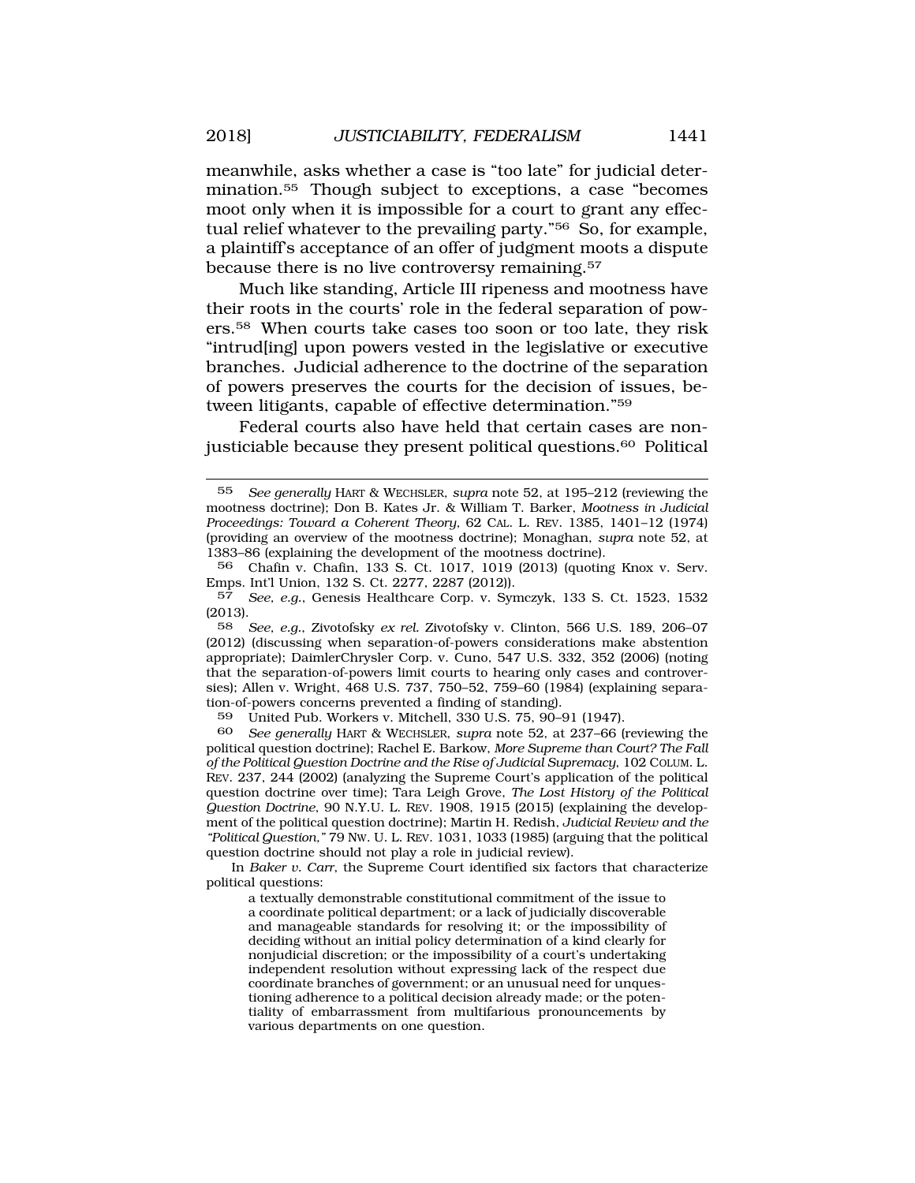meanwhile, asks whether a case is "too late" for judicial determination.[55] Though subject to exceptions, a case "becomes moot only when it is impossible for a court to grant any effectual relief whatever to the prevailing party."[56] So, for example, a plaintiff's acceptance of an offer of judgment moots a dispute because there is no live controversy remaining.[57]

Much like standing, Article III ripeness and mootness have their roots in the courts' role in the federal separation of powers.[58] When courts take cases too soon or too late, they risk "intrud[ing] upon powers vested in the legislative or executive branches. Judicial adherence to the doctrine of the separation of powers preserves the courts for the decision of issues, between litigants, capable of effective determination."[59]

Federal courts also have held that certain cases are nonjusticiable because they present political questions.[60] Political

---

55 *See generally* HART & WECHSLER, *supra* note 52, at 195–212 (reviewing the mootness doctrine); Don B. Kates Jr. & William T. Barker, *Mootness in Judicial Proceedings: Toward a Coherent Theory*, 62 CAL. L. REV. 1385, 1401–12 (1974) (providing an overview of the mootness doctrine); Monaghan, *supra* note 52, at 1383–86 (explaining the development of the mootness doctrine).

56 Chafin v. Chafin, 133 S. Ct. 1017, 1019 (2013) (quoting Knox v. Serv. Emps. Int'l Union, 132 S. Ct. 2277, 2287 (2012)).

57 *See, e.g.*, Genesis Healthcare Corp. v. Symczyk, 133 S. Ct. 1523, 1532 (2013).

58 *See, e.g.*, Zivotofsky *ex rel.* Zivotofsky v. Clinton, 566 U.S. 189, 206–07 (2012) (discussing when separation-of-powers considerations make abstention appropriate); DaimlerChrysler Corp. v. Cuno, 547 U.S. 332, 352 (2006) (noting that the separation-of-powers limit courts to hearing only cases and controversies); Allen v. Wright, 468 U.S. 737, 750–52, 759–60 (1984) (explaining separation-of-powers concerns prevented a finding of standing).

59 United Pub. Workers v. Mitchell, 330 U.S. 75, 90–91 (1947).

60 *See generally* HART & WECHSLER, *supra* note 52, at 237–66 (reviewing the political question doctrine); Rachel E. Barkow, *More Supreme than Court? The Fall of the Political Question Doctrine and the Rise of Judicial Supremacy*, 102 COLUM. L. REV. 237, 244 (2002) (analyzing the Supreme Court's application of the political question doctrine over time); Tara Leigh Grove, *The Lost History of the Political Question Doctrine*, 90 N.Y.U. L. REV. 1908, 1915 (2015) (explaining the development of the political question doctrine); Martin H. Redish, *Judicial Review and the "Political Question,"* 79 NW. U. L. REV. 1031, 1033 (1985) (arguing that the political question doctrine should not play a role in judicial review).

In *Baker v. Carr*, the Supreme Court identified six factors that characterize political questions:

> a textually demonstrable constitutional commitment of the issue to a coordinate political department; or a lack of judicially discoverable and manageable standards for resolving it; or the impossibility of deciding without an initial policy determination of a kind clearly for nonjudicial discretion; or the impossibility of a court's undertaking independent resolution without expressing lack of the respect due coordinate branches of government; or an unusual need for unquestioning adherence to a political decision already made; or the potentiality of embarrassment from multifarious pronouncements by various departments on one question.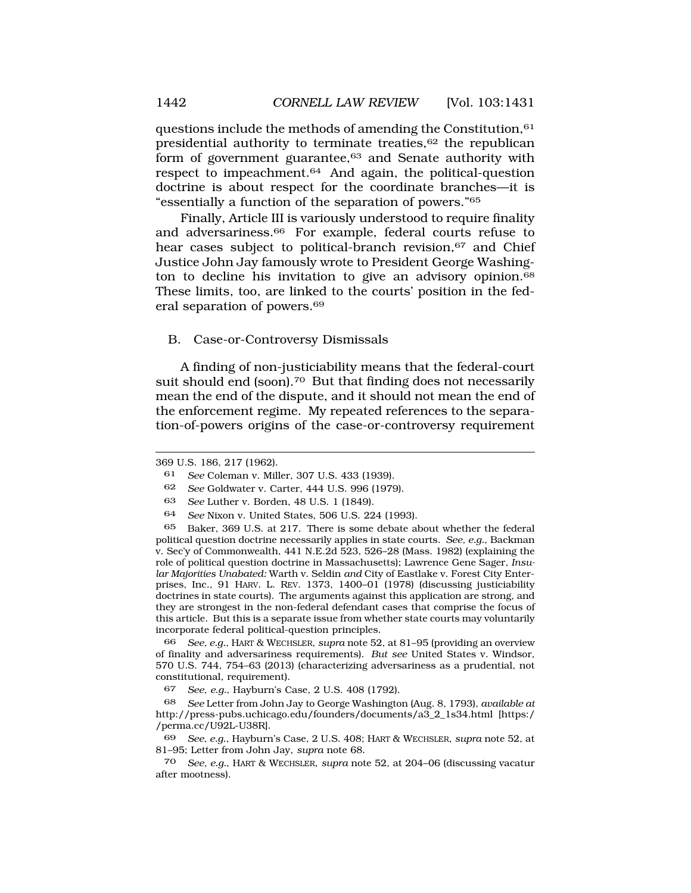questions include the methods of amending the Constitution,[61] presidential authority to terminate treaties,[62] the republican form of government guarantee,[63] and Senate authority with respect to impeachment.[64] And again, the political-question doctrine is about respect for the coordinate branches—it is "essentially a function of the separation of powers."[65]

Finally, Article III is variously understood to require finality and adversariness.[66] For example, federal courts refuse to hear cases subject to political-branch revision,[67] and Chief Justice John Jay famously wrote to President George Washington to decline his invitation to give an advisory opinion.[68] These limits, too, are linked to the courts' position in the federal separation of powers.[69]

## B. Case-or-Controversy Dismissals

A finding of non-justiciability means that the federal-court suit should end (soon).[70] But that finding does not necessarily mean the end of the dispute, and it should not mean the end of the enforcement regime. My repeated references to the separation-of-powers origins of the case-or-controversy requirement

---

369 U.S. 186, 217 (1962).

61 *See* Coleman v. Miller, 307 U.S. 433 (1939).

62 *See* Goldwater v. Carter, 444 U.S. 996 (1979).

63 *See* Luther v. Borden, 48 U.S. 1 (1849).

64 *See* Nixon v. United States, 506 U.S. 224 (1993).

65 Baker, 369 U.S. at 217. There is some debate about whether the federal political question doctrine necessarily applies in state courts. *See, e.g.*, Backman v. Sec'y of Commonwealth, 441 N.E.2d 523, 526–28 (Mass. 1982) (explaining the role of political question doctrine in Massachusetts); Lawrence Gene Sager, *Insular Majorities Unabated:* Warth v. Seldin *and* City of Eastlake v. Forest City Enterprises, Inc., 91 HARV. L. REV. 1373, 1400–01 (1978) (discussing justiciability doctrines in state courts). The arguments against this application are strong, and they are strongest in the non-federal defendant cases that comprise the focus of this article. But this is a separate issue from whether state courts may voluntarily incorporate federal political-question principles.

66 *See, e.g.*, HART & WECHSLER, *supra* note 52, at 81–95 (providing an overview of finality and adversariness requirements). *But see* United States v. Windsor, 570 U.S. 744, 754–63 (2013) (characterizing adversariness as a prudential, not constitutional, requirement).

67 *See, e.g.*, Hayburn's Case, 2 U.S. 408 (1792).

68 *See* Letter from John Jay to George Washington (Aug. 8, 1793), *available at* http://press-pubs.uchicago.edu/founders/documents/a3_2_1s34.html [https://perma.cc/U92L-U38R].

69 *See, e.g.*, Hayburn's Case, 2 U.S. 408; HART & WECHSLER, *supra* note 52, at 81–95; Letter from John Jay, *supra* note 68.

70 *See, e.g.*, HART & WECHSLER, *supra* note 52, at 204–06 (discussing vacatur after mootness).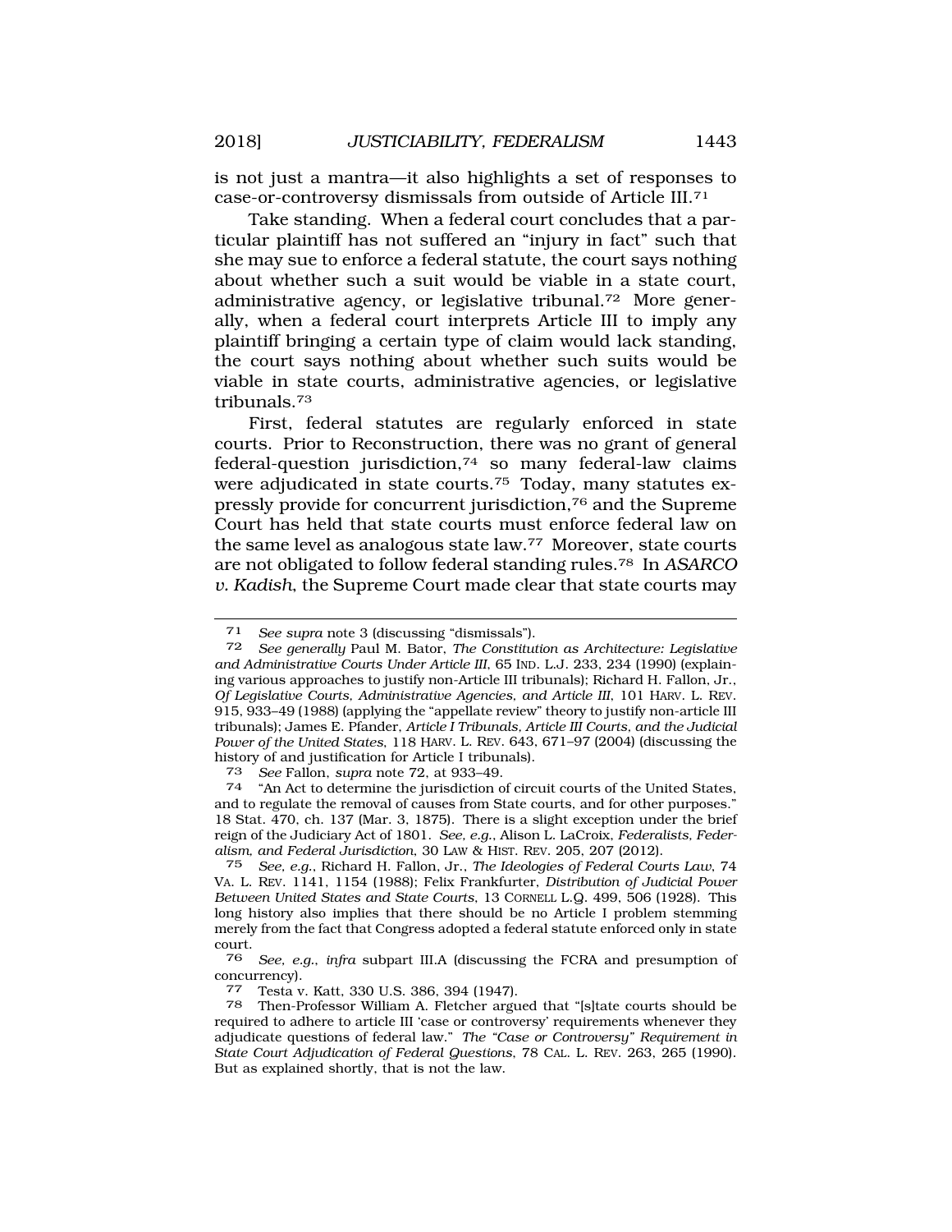is not just a mantra—it also highlights a set of responses to case-or-controversy dismissals from outside of Article III.[71]

Take standing. When a federal court concludes that a particular plaintiff has not suffered an "injury in fact" such that she may sue to enforce a federal statute, the court says nothing about whether such a suit would be viable in a state court, administrative agency, or legislative tribunal.[72] More generally, when a federal court interprets Article III to imply any plaintiff bringing a certain type of claim would lack standing, the court says nothing about whether such suits would be viable in state courts, administrative agencies, or legislative tribunals.[73]

First, federal statutes are regularly enforced in state courts. Prior to Reconstruction, there was no grant of general federal-question jurisdiction,[74] so many federal-law claims were adjudicated in state courts.[75] Today, many statutes expressly provide for concurrent jurisdiction,[76] and the Supreme Court has held that state courts must enforce federal law on the same level as analogous state law.[77] Moreover, state courts are not obligated to follow federal standing rules.[78] In *ASARCO v. Kadish*, the Supreme Court made clear that state courts may

---

71 *See supra* note 3 (discussing "dismissals").

72 *See generally* Paul M. Bator, *The Constitution as Architecture: Legislative and Administrative Courts Under Article III*, 65 IND. L.J. 233, 234 (1990) (explaining various approaches to justify non-Article III tribunals); Richard H. Fallon, Jr., *Of Legislative Courts, Administrative Agencies, and Article III*, 101 HARV. L. REV. 915, 933–49 (1988) (applying the "appellate review" theory to justify non-article III tribunals); James E. Pfander, *Article I Tribunals, Article III Courts, and the Judicial Power of the United States*, 118 HARV. L. REV. 643, 671–97 (2004) (discussing the history of and justification for Article I tribunals).

73 *See* Fallon, *supra* note 72, at 933–49.

74 "An Act to determine the jurisdiction of circuit courts of the United States, and to regulate the removal of causes from State courts, and for other purposes." 18 Stat. 470, ch. 137 (Mar. 3, 1875). There is a slight exception under the brief reign of the Judiciary Act of 1801. *See, e.g.*, Alison L. LaCroix, *Federalists, Federalism, and Federal Jurisdiction*, 30 LAW & HIST. REV. 205, 207 (2012).

75 *See, e.g.*, Richard H. Fallon, Jr., *The Ideologies of Federal Courts Law*, 74 VA. L. REV. 1141, 1154 (1988); Felix Frankfurter, *Distribution of Judicial Power Between United States and State Courts*, 13 CORNELL L.Q. 499, 506 (1928). This long history also implies that there should be no Article I problem stemming merely from the fact that Congress adopted a federal statute enforced only in state court.

76 *See, e.g.*, *infra* subpart III.A (discussing the FCRA and presumption of concurrency).

77 Testa v. Katt, 330 U.S. 386, 394 (1947).

78 Then-Professor William A. Fletcher argued that "[s]tate courts should be required to adhere to article III 'case or controversy' requirements whenever they adjudicate questions of federal law." *The "Case or Controversy" Requirement in State Court Adjudication of Federal Questions*, 78 CAL. L. REV. 263, 265 (1990). But as explained shortly, that is not the law.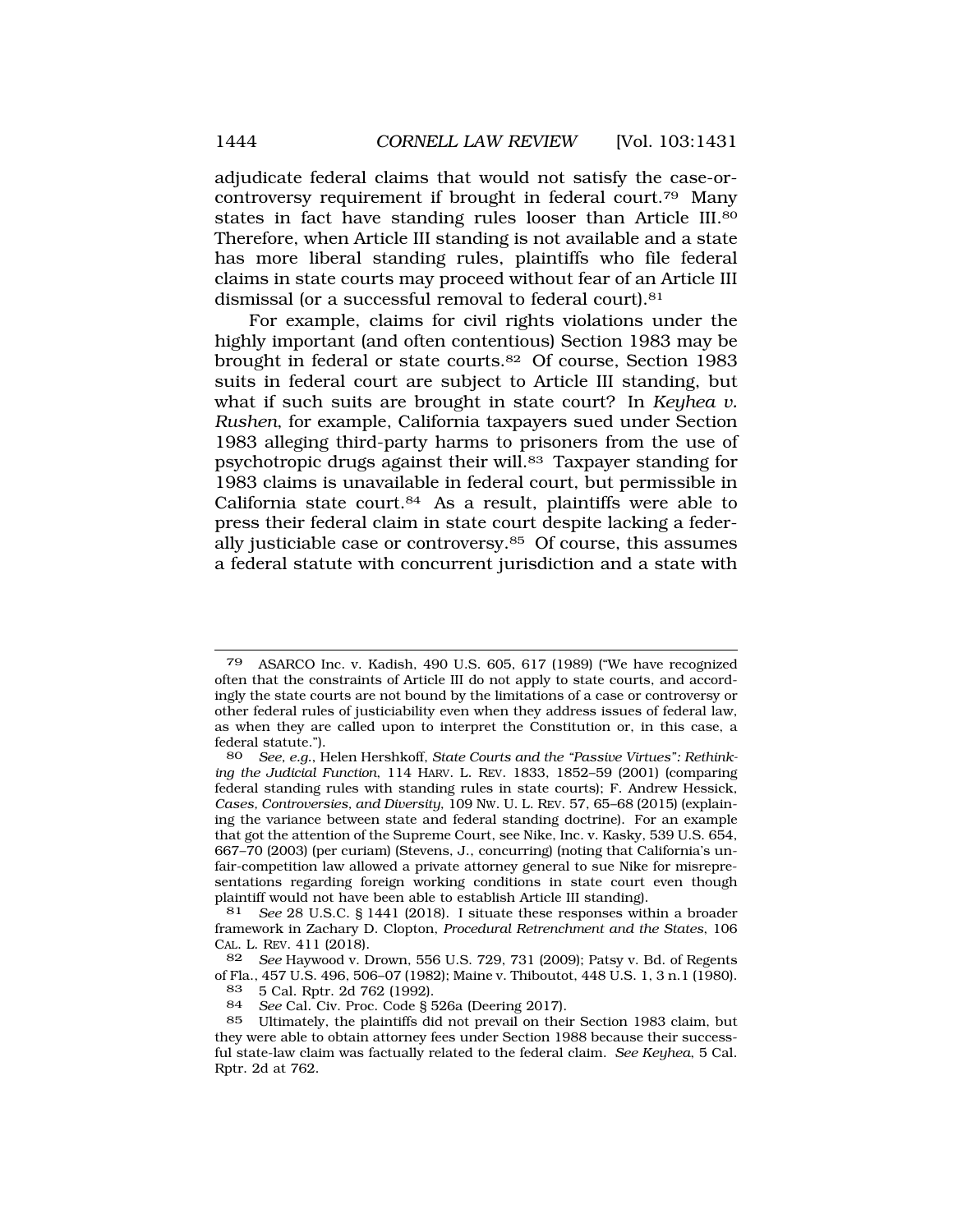adjudicate federal claims that would not satisfy the case-or-controversy requirement if brought in federal court.[79] Many states in fact have standing rules looser than Article III.[80] Therefore, when Article III standing is not available and a state has more liberal standing rules, plaintiffs who file federal claims in state courts may proceed without fear of an Article III dismissal (or a successful removal to federal court).[81]

For example, claims for civil rights violations under the highly important (and often contentious) Section 1983 may be brought in federal or state courts.[82] Of course, Section 1983 suits in federal court are subject to Article III standing, but what if such suits are brought in state court? In *Keyhea v. Rushen*, for example, California taxpayers sued under Section 1983 alleging third-party harms to prisoners from the use of psychotropic drugs against their will.[83] Taxpayer standing for 1983 claims is unavailable in federal court, but permissible in California state court.[84] As a result, plaintiffs were able to press their federal claim in state court despite lacking a federally justiciable case or controversy.[85] Of course, this assumes a federal statute with concurrent jurisdiction and a state with

---

79 ASARCO Inc. v. Kadish, 490 U.S. 605, 617 (1989) ("We have recognized often that the constraints of Article III do not apply to state courts, and accordingly the state courts are not bound by the limitations of a case or controversy or other federal rules of justiciability even when they address issues of federal law, as when they are called upon to interpret the Constitution or, in this case, a federal statute.").

80 *See, e.g.*, Helen Hershkoff, *State Courts and the "Passive Virtues": Rethinking the Judicial Function*, 114 HARV. L. REV. 1833, 1852–59 (2001) (comparing federal standing rules with standing rules in state courts); F. Andrew Hessick, *Cases, Controversies, and Diversity*, 109 NW. U. L. REV. 57, 65–68 (2015) (explaining the variance between state and federal standing doctrine). For an example that got the attention of the Supreme Court, see Nike, Inc. v. Kasky, 539 U.S. 654, 667–70 (2003) (per curiam) (Stevens, J., concurring) (noting that California's unfair-competition law allowed a private attorney general to sue Nike for misrepresentations regarding foreign working conditions in state court even though plaintiff would not have been able to establish Article III standing).

81 *See* 28 U.S.C. § 1441 (2018). I situate these responses within a broader framework in Zachary D. Clopton, *Procedural Retrenchment and the States*, 106 CAL. L. REV. 411 (2018).

82 *See* Haywood v. Drown, 556 U.S. 729, 731 (2009); Patsy v. Bd. of Regents of Fla., 457 U.S. 496, 506–07 (1982); Maine v. Thiboutot, 448 U.S. 1, 3 n.1 (1980).

83 5 Cal. Rptr. 2d 762 (1992).

84 *See* Cal. Civ. Proc. Code § 526a (Deering 2017).

85 Ultimately, the plaintiffs did not prevail on their Section 1983 claim, but they were able to obtain attorney fees under Section 1988 because their successful state-law claim was factually related to the federal claim. *See Keyhea*, 5 Cal. Rptr. 2d at 762.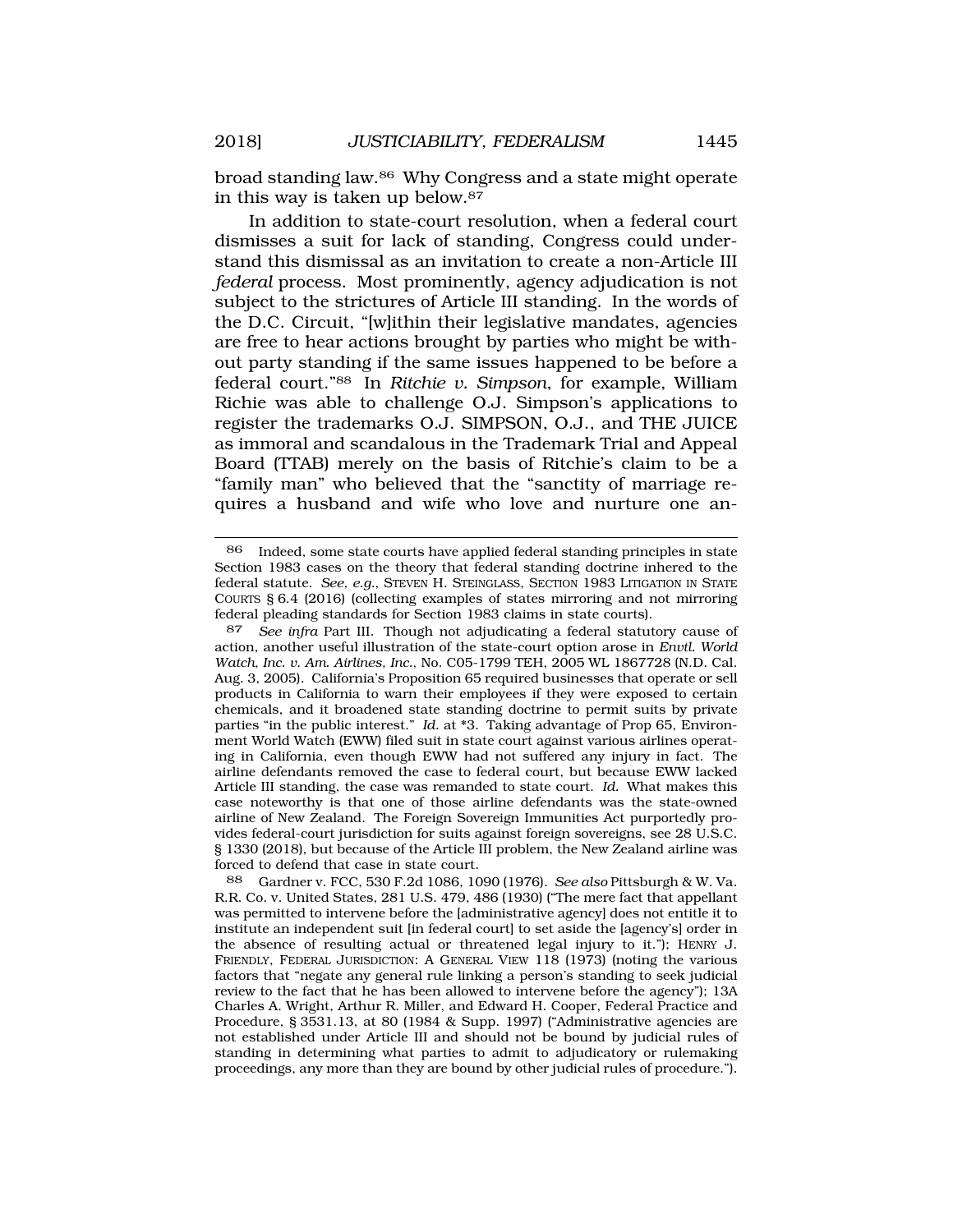broad standing law.[86] Why Congress and a state might operate in this way is taken up below.[87]

In addition to state-court resolution, when a federal court dismisses a suit for lack of standing, Congress could understand this dismissal as an invitation to create a non-Article III *federal* process. Most prominently, agency adjudication is not subject to the strictures of Article III standing. In the words of the D.C. Circuit, "[w]ithin their legislative mandates, agencies are free to hear actions brought by parties who might be without party standing if the same issues happened to be before a federal court."[88] In *Ritchie v. Simpson*, for example, William Richie was able to challenge O.J. Simpson's applications to register the trademarks O.J. SIMPSON, O.J., and THE JUICE as immoral and scandalous in the Trademark Trial and Appeal Board (TTAB) merely on the basis of Ritchie's claim to be a "family man" who believed that the "sanctity of marriage requires a husband and wife who love and nurture one an-

---

86 Indeed, some state courts have applied federal standing principles in state Section 1983 cases on the theory that federal standing doctrine inhered to the federal statute. *See, e.g.*, STEVEN H. STEINGLASS, SECTION 1983 LITIGATION IN STATE COURTS § 6.4 (2016) (collecting examples of states mirroring and not mirroring federal pleading standards for Section 1983 claims in state courts).

87 *See infra* Part III. Though not adjudicating a federal statutory cause of action, another useful illustration of the state-court option arose in *Envtl. World Watch, Inc. v. Am. Airlines, Inc.*, No. C05-1799 TEH, 2005 WL 1867728 (N.D. Cal. Aug. 3, 2005). California's Proposition 65 required businesses that operate or sell products in California to warn their employees if they were exposed to certain chemicals, and it broadened state standing doctrine to permit suits by private parties "in the public interest." *Id.* at *3. Taking advantage of Prop 65, Environment World Watch (EWW) filed suit in state court against various airlines operating in California, even though EWW had not suffered any injury in fact. The airline defendants removed the case to federal court, but because EWW lacked Article III standing, the case was remanded to state court. *Id.* What makes this case noteworthy is that one of those airline defendants was the state-owned airline of New Zealand. The Foreign Sovereign Immunities Act purportedly provides federal-court jurisdiction for suits against foreign sovereigns, see 28 U.S.C. § 1330 (2018), but because of the Article III problem, the New Zealand airline was forced to defend that case in state court.

88 Gardner v. FCC, 530 F.2d 1086, 1090 (1976). *See also* Pittsburgh & W. Va. R.R. Co. v. United States, 281 U.S. 479, 486 (1930) ("The mere fact that appellant was permitted to intervene before the [administrative agency] does not entitle it to institute an independent suit [in federal court] to set aside the [agency's] order in the absence of resulting actual or threatened legal injury to it."); HENRY J. FRIENDLY, FEDERAL JURISDICTION: A GENERAL VIEW 118 (1973) (noting the various factors that "negate any general rule linking a person's standing to seek judicial review to the fact that he has been allowed to intervene before the agency"); 13A Charles A. Wright, Arthur R. Miller, and Edward H. Cooper, Federal Practice and Procedure, § 3531.13, at 80 (1984 & Supp. 1997) ("Administrative agencies are not established under Article III and should not be bound by judicial rules of standing in determining what parties to admit to adjudicatory or rulemaking proceedings, any more than they are bound by other judicial rules of procedure.").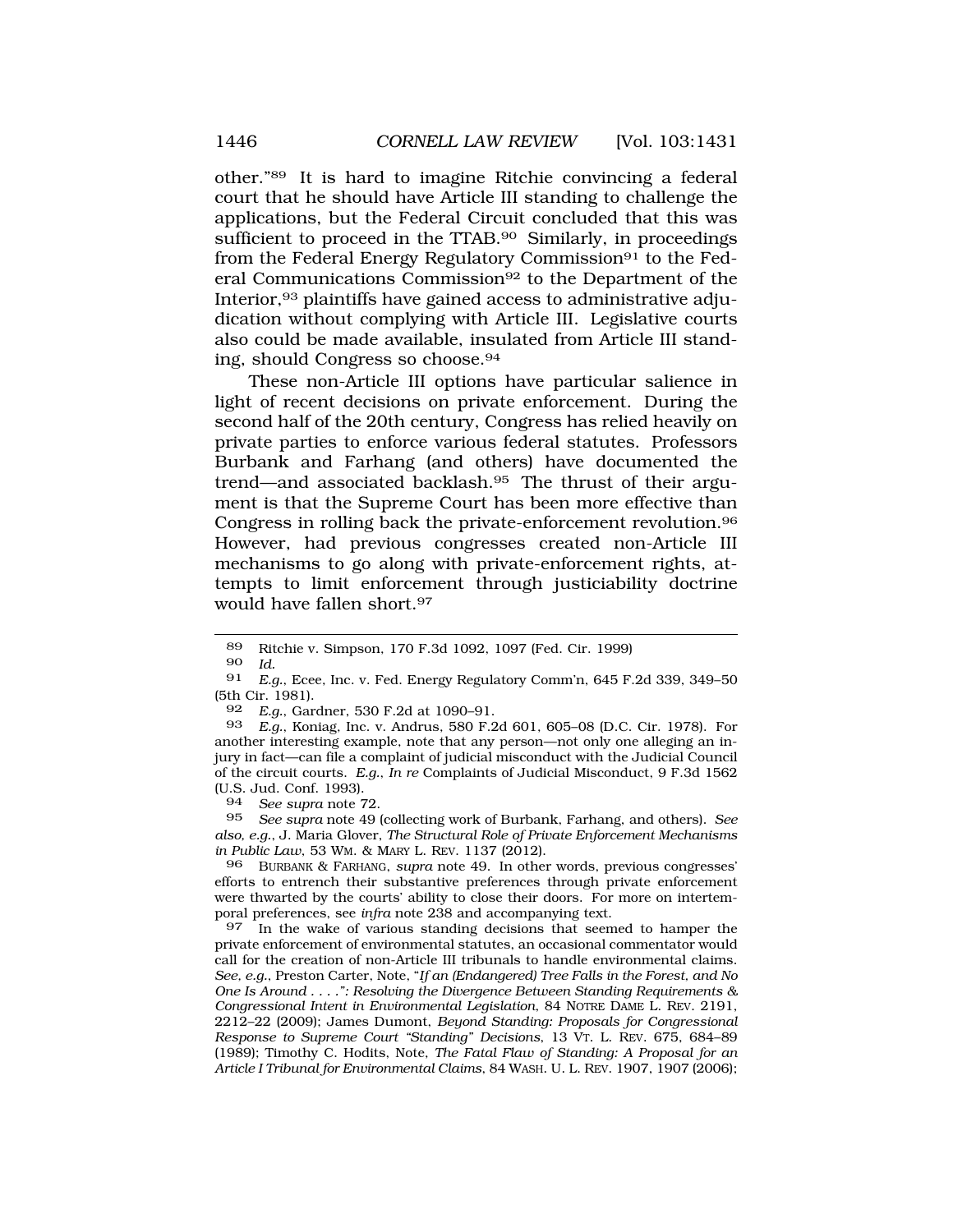other."[89] It is hard to imagine Ritchie convincing a federal court that he should have Article III standing to challenge the applications, but the Federal Circuit concluded that this was sufficient to proceed in the TTAB.[90] Similarly, in proceedings from the Federal Energy Regulatory Commission[91] to the Federal Communications Commission[92] to the Department of the Interior,[93] plaintiffs have gained access to administrative adjudication without complying with Article III. Legislative courts also could be made available, insulated from Article III standing, should Congress so choose.[94]

These non-Article III options have particular salience in light of recent decisions on private enforcement. During the second half of the 20th century, Congress has relied heavily on private parties to enforce various federal statutes. Professors Burbank and Farhang (and others) have documented the trend—and associated backlash.[95] The thrust of their argument is that the Supreme Court has been more effective than Congress in rolling back the private-enforcement revolution.[96] However, had previous congresses created non-Article III mechanisms to go along with private-enforcement rights, attempts to limit enforcement through justiciability doctrine would have fallen short.[97]

---

89 Ritchie v. Simpson, 170 F.3d 1092, 1097 (Fed. Cir. 1999)

90 *Id.*

91 *E.g.*, Ecee, Inc. v. Fed. Energy Regulatory Comm'n, 645 F.2d 339, 349–50 (5th Cir. 1981).

92 *E.g.*, Gardner, 530 F.2d at 1090–91.

93 *E.g.*, Koniag, Inc. v. Andrus, 580 F.2d 601, 605–08 (D.C. Cir. 1978). For another interesting example, note that any person—not only one alleging an injury in fact—can file a complaint of judicial misconduct with the Judicial Council of the circuit courts. *E.g.*, *In re* Complaints of Judicial Misconduct, 9 F.3d 1562 (U.S. Jud. Conf. 1993).

94 *See supra* note 72.

95 *See supra* note 49 (collecting work of Burbank, Farhang, and others). *See also, e.g.*, J. Maria Glover, *The Structural Role of Private Enforcement Mechanisms in Public Law*, 53 WM. & MARY L. REV. 1137 (2012).

96 BURBANK & FARHANG, *supra* note 49. In other words, previous congresses' efforts to entrench their substantive preferences through private enforcement were thwarted by the courts' ability to close their doors. For more on intertemporal preferences, see *infra* note 238 and accompanying text.

97 In the wake of various standing decisions that seemed to hamper the private enforcement of environmental statutes, an occasional commentator would call for the creation of non-Article III tribunals to handle environmental claims. *See, e.g.*, Preston Carter, Note, *"If an (Endangered) Tree Falls in the Forest, and No One Is Around . . . .": Resolving the Divergence Between Standing Requirements & Congressional Intent in Environmental Legislation*, 84 NOTRE DAME L. REV. 2191, 2212–22 (2009); James Dumont, *Beyond Standing: Proposals for Congressional Response to Supreme Court "Standing" Decisions*, 13 VT. L. REV. 675, 684–89 (1989); Timothy C. Hodits, Note, *The Fatal Flaw of Standing: A Proposal for an Article I Tribunal for Environmental Claims*, 84 WASH. U. L. REV. 1907, 1907 (2006);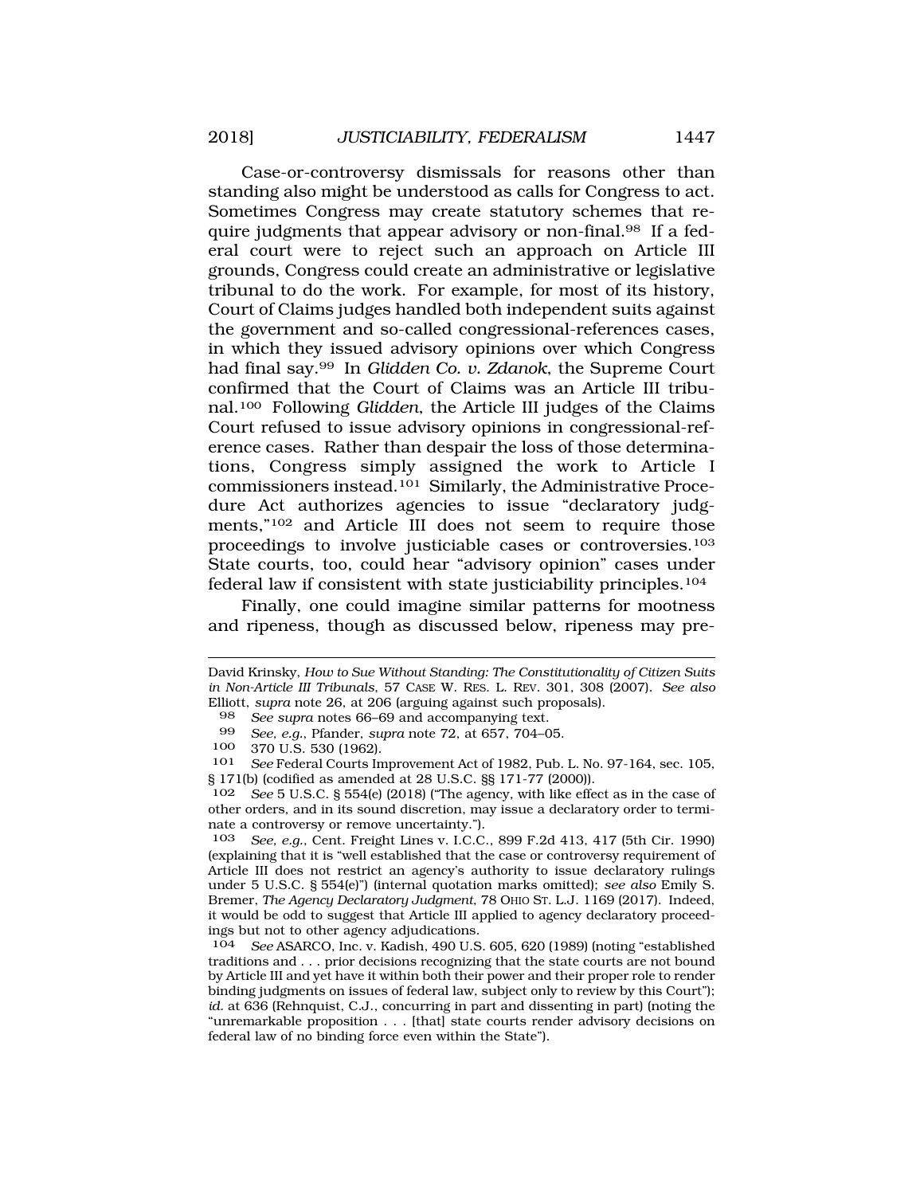Case-or-controversy dismissals for reasons other than standing also might be understood as calls for Congress to act. Sometimes Congress may create statutory schemes that require judgments that appear advisory or non-final.[98] If a federal court were to reject such an approach on Article III grounds, Congress could create an administrative or legislative tribunal to do the work. For example, for most of its history, Court of Claims judges handled both independent suits against the government and so-called congressional-references cases, in which they issued advisory opinions over which Congress had final say.[99] In *Glidden Co. v. Zdanok*, the Supreme Court confirmed that the Court of Claims was an Article III tribunal.[100] Following *Glidden*, the Article III judges of the Claims Court refused to issue advisory opinions in congressional-reference cases. Rather than despair the loss of those determinations, Congress simply assigned the work to Article I commissioners instead.[101] Similarly, the Administrative Procedure Act authorizes agencies to issue "declaratory judgments,"[102] and Article III does not seem to require those proceedings to involve justiciable cases or controversies.[103] State courts, too, could hear "advisory opinion" cases under federal law if consistent with state justiciability principles.[104]

Finally, one could imagine similar patterns for mootness and ripeness, though as discussed below, ripeness may pre-

---

David Krinsky, *How to Sue Without Standing: The Constitutionality of Citizen Suits in Non-Article III Tribunals*, 57 CASE W. RES. L. REV. 301, 308 (2007). *See also* Elliott, *supra* note 26, at 206 (arguing against such proposals).

98 *See supra* notes 66–69 and accompanying text.

99 *See, e.g.*, Pfander, *supra* note 72, at 657, 704–05.

100 370 U.S. 530 (1962).

101 *See* Federal Courts Improvement Act of 1982, Pub. L. No. 97-164, sec. 105, § 171(b) (codified as amended at 28 U.S.C. §§ 171-77 (2000)).

102 *See* 5 U.S.C. § 554(e) (2018) ("The agency, with like effect as in the case of other orders, and in its sound discretion, may issue a declaratory order to terminate a controversy or remove uncertainty.").

103 *See, e.g.*, Cent. Freight Lines v. I.C.C., 899 F.2d 413, 417 (5th Cir. 1990) (explaining that it is "well established that the case or controversy requirement of Article III does not restrict an agency's authority to issue declaratory rulings under 5 U.S.C. § 554(e)") (internal quotation marks omitted); *see also* Emily S. Bremer, *The Agency Declaratory Judgment*, 78 OHIO ST. L.J. 1169 (2017). Indeed, it would be odd to suggest that Article III applied to agency declaratory proceedings but not to other agency adjudications.

104 *See* ASARCO, Inc. v. Kadish, 490 U.S. 605, 620 (1989) (noting "established traditions and . . . prior decisions recognizing that the state courts are not bound by Article III and yet have it within both their power and their proper role to render binding judgments on issues of federal law, subject only to review by this Court"); *id.* at 636 (Rehnquist, C.J., concurring in part and dissenting in part) (noting the "unremarkable proposition . . . [that] state courts render advisory decisions on federal law of no binding force even within the State").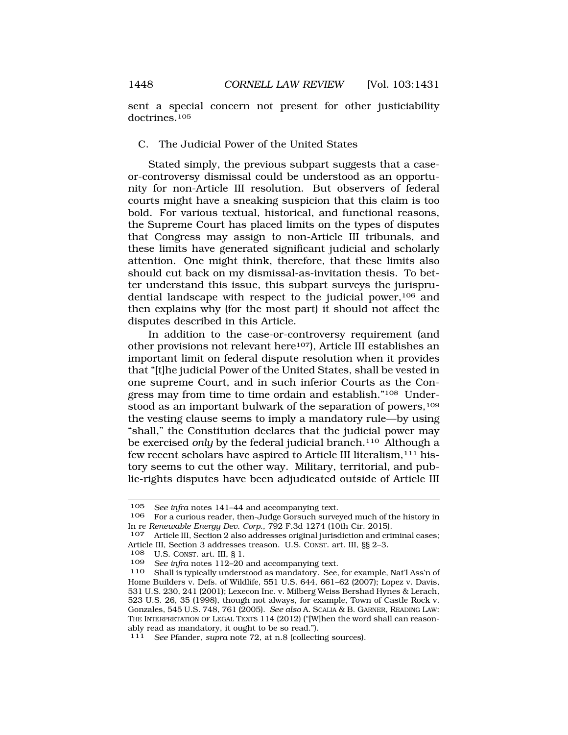sent a special concern not present for other justiciability doctrines.[105]

### C. The Judicial Power of the United States

Stated simply, the previous subpart suggests that a case-or-controversy dismissal could be understood as an opportunity for non-Article III resolution. But observers of federal courts might have a sneaking suspicion that this claim is too bold. For various textual, historical, and functional reasons, the Supreme Court has placed limits on the types of disputes that Congress may assign to non-Article III tribunals, and these limits have generated significant judicial and scholarly attention. One might think, therefore, that these limits also should cut back on my dismissal-as-invitation thesis. To better understand this issue, this subpart surveys the jurisprudential landscape with respect to the judicial power,[106] and then explains why (for the most part) it should not affect the disputes described in this Article.

In addition to the case-or-controversy requirement (and other provisions not relevant here[107]), Article III establishes an important limit on federal dispute resolution when it provides that "[t]he judicial Power of the United States, shall be vested in one supreme Court, and in such inferior Courts as the Congress may from time to time ordain and establish."[108] Understood as an important bulwark of the separation of powers,[109] the vesting clause seems to imply a mandatory rule—by using "shall," the Constitution declares that the judicial power may be exercised *only* by the federal judicial branch.[110] Although a few recent scholars have aspired to Article III literalism,[111] history seems to cut the other way. Military, territorial, and public-rights disputes have been adjudicated outside of Article III

---

105 *See infra* notes 141–44 and accompanying text.

106 For a curious reader, then-Judge Gorsuch surveyed much of the history in In re *Renewable Energy Dev. Corp.*, 792 F.3d 1274 (10th Cir. 2015).

107 Article III, Section 2 also addresses original jurisdiction and criminal cases; Article III, Section 3 addresses treason. U.S. CONST. art. III, §§ 2–3.

108 U.S. CONST. art. III, § 1.

109 *See infra* notes 112–20 and accompanying text.

110 Shall is typically understood as mandatory. See, for example, Nat'l Ass'n of Home Builders v. Defs. of Wildlife, 551 U.S. 644, 661–62 (2007); Lopez v. Davis, 531 U.S. 230, 241 (2001); Lexecon Inc. v. Milberg Weiss Bershad Hynes & Lerach, 523 U.S. 26, 35 (1998), though not always, for example, Town of Castle Rock v. Gonzales, 545 U.S. 748, 761 (2005). *See also* A. SCALIA & B. GARNER, READING LAW: THE INTERPRETATION OF LEGAL TEXTS 114 (2012) ("[W]hen the word shall can reasonably read as mandatory, it ought to be so read.").

111 *See* Pfander, *supra* note 72, at n.8 (collecting sources).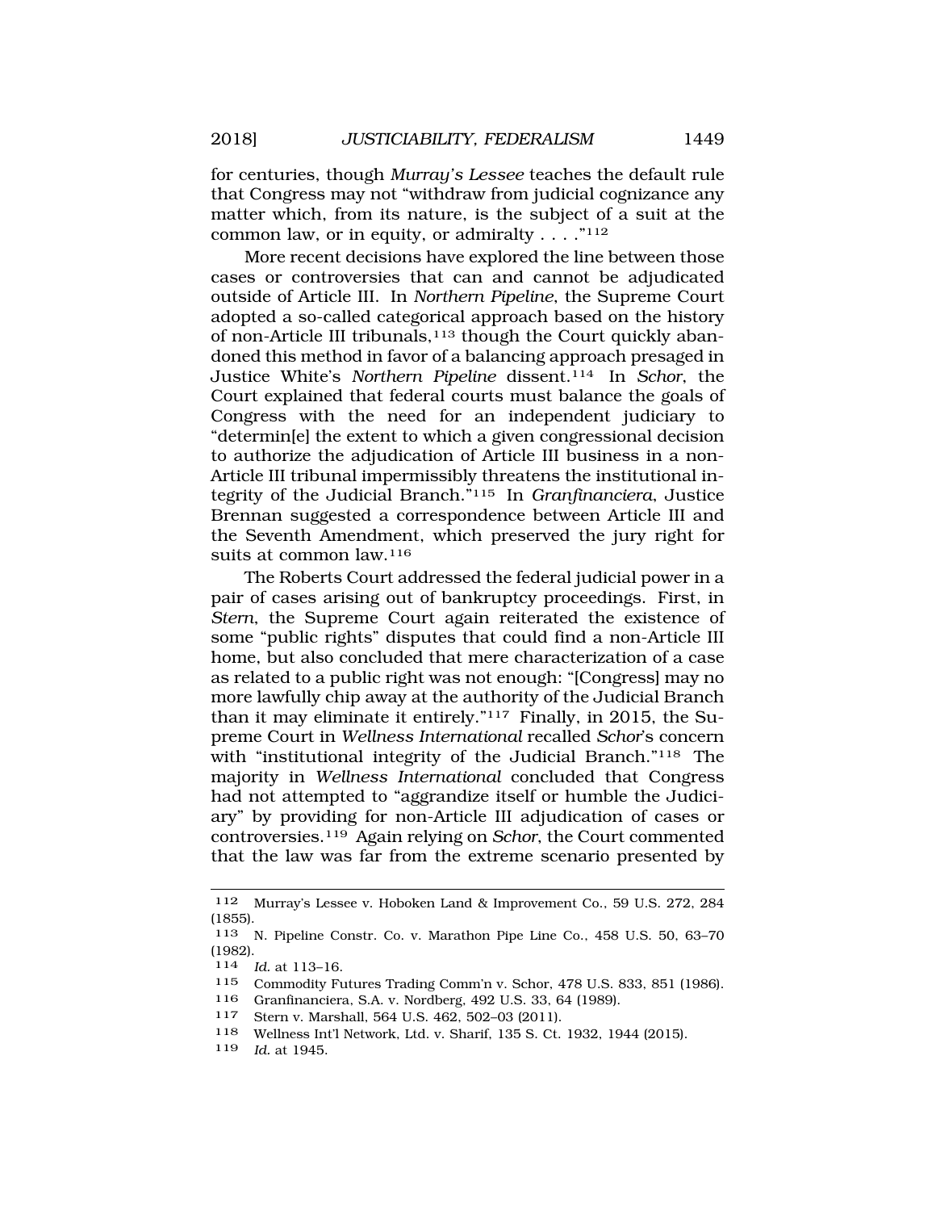for centuries, though *Murray's Lessee* teaches the default rule that Congress may not "withdraw from judicial cognizance any matter which, from its nature, is the subject of a suit at the common law, or in equity, or admiralty . . . ."[112]

More recent decisions have explored the line between those cases or controversies that can and cannot be adjudicated outside of Article III. In *Northern Pipeline*, the Supreme Court adopted a so-called categorical approach based on the history of non-Article III tribunals,[113] though the Court quickly abandoned this method in favor of a balancing approach presaged in Justice White's *Northern Pipeline* dissent.[114] In *Schor*, the Court explained that federal courts must balance the goals of Congress with the need for an independent judiciary to "determin[e] the extent to which a given congressional decision to authorize the adjudication of Article III business in a non-Article III tribunal impermissibly threatens the institutional integrity of the Judicial Branch."[115] In *Granfinanciera*, Justice Brennan suggested a correspondence between Article III and the Seventh Amendment, which preserved the jury right for suits at common law.[116]

The Roberts Court addressed the federal judicial power in a pair of cases arising out of bankruptcy proceedings. First, in *Stern*, the Supreme Court again reiterated the existence of some "public rights" disputes that could find a non-Article III home, but also concluded that mere characterization of a case as related to a public right was not enough: "[Congress] may no more lawfully chip away at the authority of the Judicial Branch than it may eliminate it entirely."[117] Finally, in 2015, the Supreme Court in *Wellness International* recalled *Schor*'s concern with "institutional integrity of the Judicial Branch."[118] The majority in *Wellness International* concluded that Congress had not attempted to "aggrandize itself or humble the Judiciary" by providing for non-Article III adjudication of cases or controversies.[119] Again relying on *Schor*, the Court commented that the law was far from the extreme scenario presented by

---

112 Murray's Lessee v. Hoboken Land & Improvement Co., 59 U.S. 272, 284 (1855).

113 N. Pipeline Constr. Co. v. Marathon Pipe Line Co., 458 U.S. 50, 63–70 (1982).

114 *Id.* at 113–16.

115 Commodity Futures Trading Comm'n v. Schor, 478 U.S. 833, 851 (1986).

116 Granfinanciera, S.A. v. Nordberg, 492 U.S. 33, 64 (1989).

117 Stern v. Marshall, 564 U.S. 462, 502–03 (2011).

118 Wellness Int'l Network, Ltd. v. Sharif, 135 S. Ct. 1932, 1944 (2015).

119 *Id.* at 1945.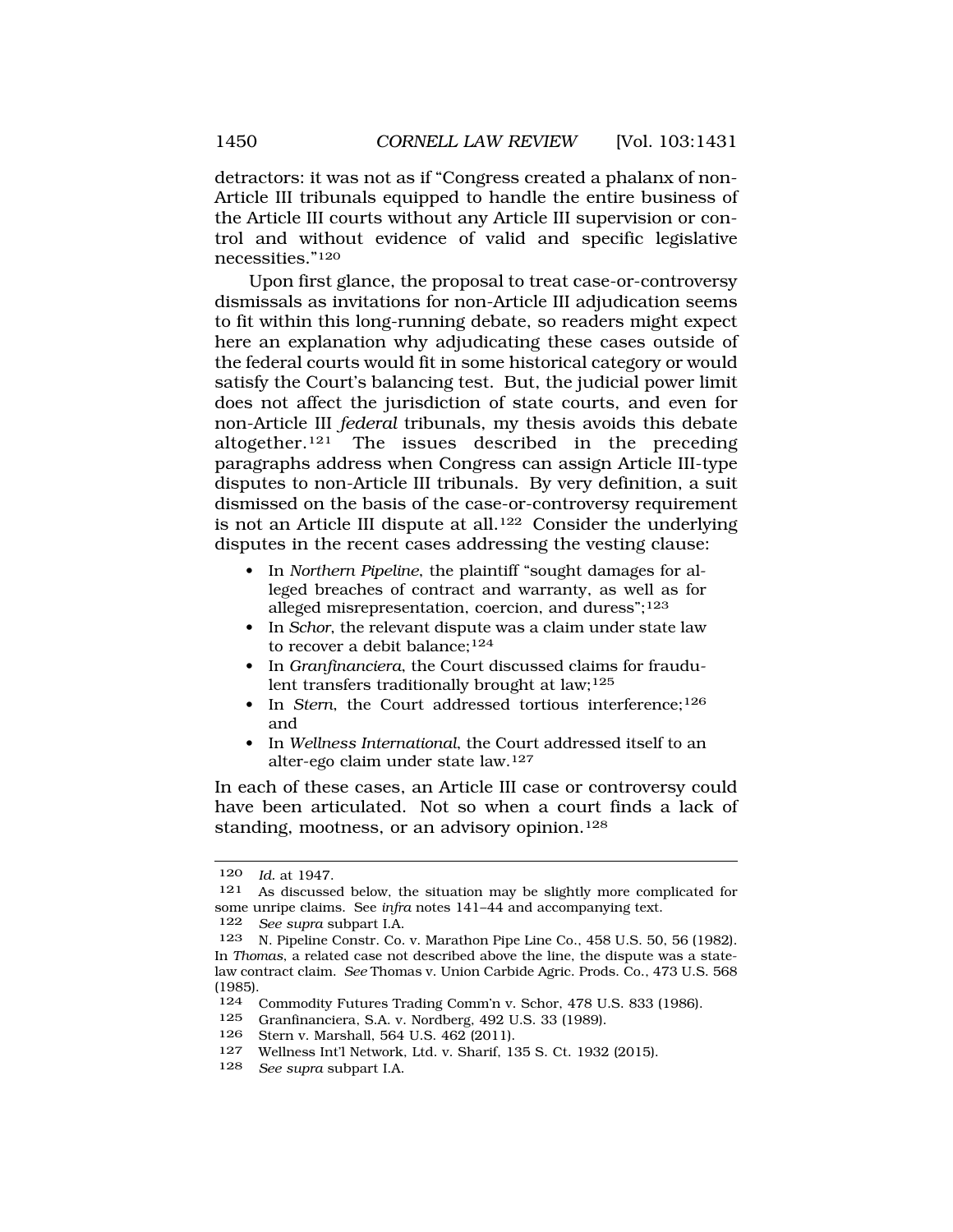detractors: it was not as if "Congress created a phalanx of non-Article III tribunals equipped to handle the entire business of the Article III courts without any Article III supervision or control and without evidence of valid and specific legislative necessities."[120]

Upon first glance, the proposal to treat case-or-controversy dismissals as invitations for non-Article III adjudication seems to fit within this long-running debate, so readers might expect here an explanation why adjudicating these cases outside of the federal courts would fit in some historical category or would satisfy the Court's balancing test. But, the judicial power limit does not affect the jurisdiction of state courts, and even for non-Article III *federal* tribunals, my thesis avoids this debate altogether.[121] The issues described in the preceding paragraphs address when Congress can assign Article III-type disputes to non-Article III tribunals. By very definition, a suit dismissed on the basis of the case-or-controversy requirement is not an Article III dispute at all.[122] Consider the underlying disputes in the recent cases addressing the vesting clause:

- In *Northern Pipeline*, the plaintiff "sought damages for alleged breaches of contract and warranty, as well as for alleged misrepresentation, coercion, and duress";[123]
- In *Schor*, the relevant dispute was a claim under state law to recover a debit balance;[124]
- In *Granfinanciera*, the Court discussed claims for fraudulent transfers traditionally brought at law;[125]
- In *Stern*, the Court addressed tortious interference;[126] and
- In *Wellness International*, the Court addressed itself to an alter-ego claim under state law.[127]

In each of these cases, an Article III case or controversy could have been articulated. Not so when a court finds a lack of standing, mootness, or an advisory opinion.[128]

---

120 *Id.* at 1947.

121 As discussed below, the situation may be slightly more complicated for some unripe claims. See *infra* notes 141–44 and accompanying text.

122 *See supra* subpart I.A.

123 N. Pipeline Constr. Co. v. Marathon Pipe Line Co., 458 U.S. 50, 56 (1982). In *Thomas*, a related case not described above the line, the dispute was a state-law contract claim. *See* Thomas v. Union Carbide Agric. Prods. Co., 473 U.S. 568 (1985).

124 Commodity Futures Trading Comm'n v. Schor, 478 U.S. 833 (1986).

125 Granfinanciera, S.A. v. Nordberg, 492 U.S. 33 (1989).

126 Stern v. Marshall, 564 U.S. 462 (2011).

127 Wellness Int'l Network, Ltd. v. Sharif, 135 S. Ct. 1932 (2015).

128 *See supra* subpart I.A.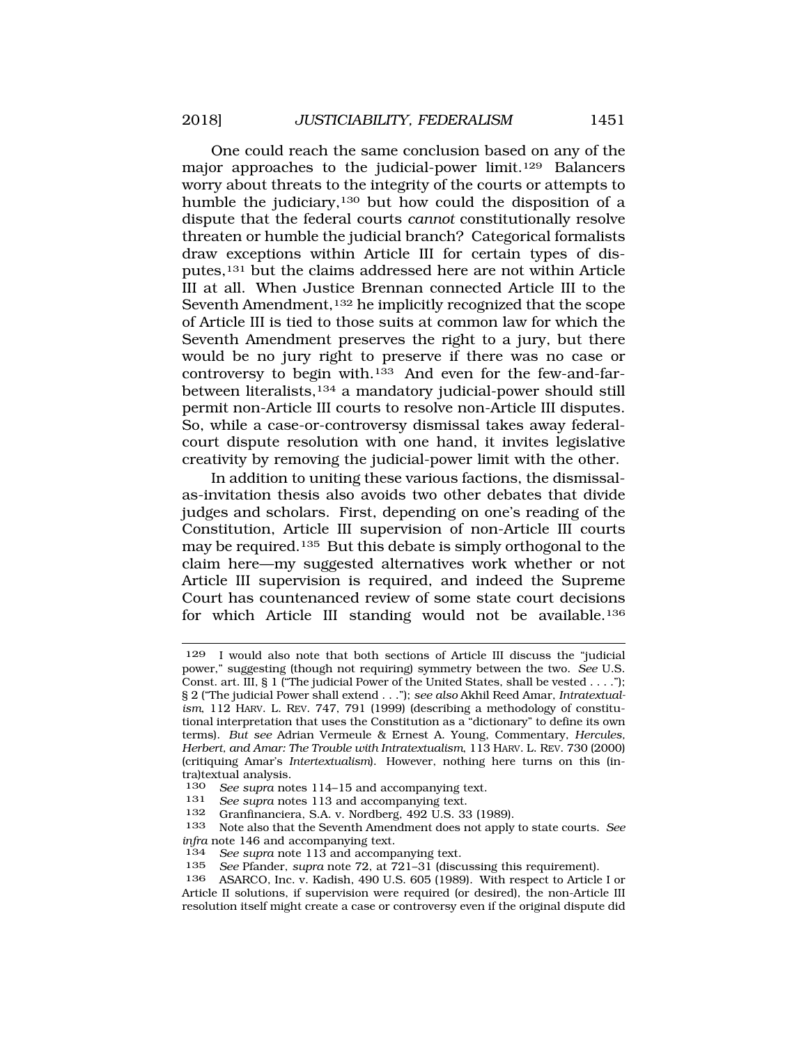One could reach the same conclusion based on any of the major approaches to the judicial-power limit.[129] Balancers worry about threats to the integrity of the courts or attempts to humble the judiciary,[130] but how could the disposition of a dispute that the federal courts *cannot* constitutionally resolve threaten or humble the judicial branch? Categorical formalists draw exceptions within Article III for certain types of disputes,[131] but the claims addressed here are not within Article III at all. When Justice Brennan connected Article III to the Seventh Amendment,[132] he implicitly recognized that the scope of Article III is tied to those suits at common law for which the Seventh Amendment preserves the right to a jury, but there would be no jury right to preserve if there was no case or controversy to begin with.[133] And even for the few-and-far-between literalists,[134] a mandatory judicial-power should still permit non-Article III courts to resolve non-Article III disputes. So, while a case-or-controversy dismissal takes away federal-court dispute resolution with one hand, it invites legislative creativity by removing the judicial-power limit with the other.

In addition to uniting these various factions, the dismissal-as-invitation thesis also avoids two other debates that divide judges and scholars. First, depending on one's reading of the Constitution, Article III supervision of non-Article III courts may be required.[135] But this debate is simply orthogonal to the claim here—my suggested alternatives work whether or not Article III supervision is required, and indeed the Supreme Court has countenanced review of some state court decisions for which Article III standing would not be available.[136]

---

[129] I would also note that both sections of Article III discuss the "judicial power," suggesting (though not requiring) symmetry between the two. *See* U.S. Const. art. III, § 1 ("The judicial Power of the United States, shall be vested . . . ."); § 2 ("The judicial Power shall extend . . ."); *see also* Akhil Reed Amar, *Intratextualism*, 112 HARV. L. REV. 747, 791 (1999) (describing a methodology of constitutional interpretation that uses the Constitution as a "dictionary" to define its own terms). *But see* Adrian Vermeule & Ernest A. Young, Commentary, *Hercules, Herbert, and Amar: The Trouble with Intratextualism*, 113 HARV. L. REV. 730 (2000) (critiquing Amar's *Intertextualism*). However, nothing here turns on this (intra)textual analysis.

[130] *See supra* notes 114–15 and accompanying text.

[131] *See supra* notes 113 and accompanying text.

[132] Granfinanciera, S.A. v. Nordberg, 492 U.S. 33 (1989).

[133] Note also that the Seventh Amendment does not apply to state courts. *See infra* note 146 and accompanying text.

[134] *See supra* note 113 and accompanying text.

[135] *See* Pfander, *supra* note 72, at 721–31 (discussing this requirement).

[136] ASARCO, Inc. v. Kadish, 490 U.S. 605 (1989). With respect to Article I or Article II solutions, if supervision were required (or desired), the non-Article III resolution itself might create a case or controversy even if the original dispute did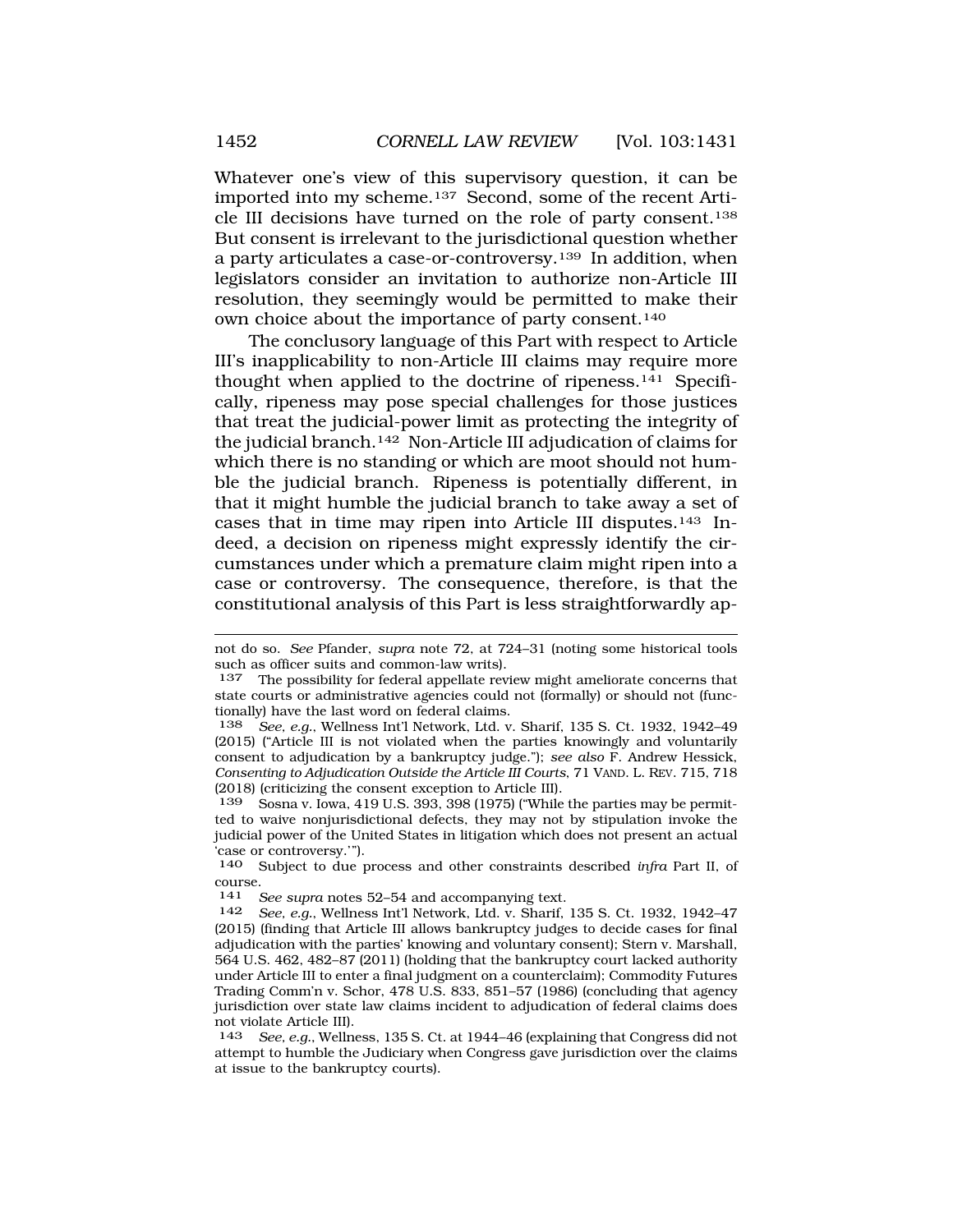Whatever one's view of this supervisory question, it can be imported into my scheme.[137] Second, some of the recent Article III decisions have turned on the role of party consent.[138] But consent is irrelevant to the jurisdictional question whether a party articulates a case-or-controversy.[139] In addition, when legislators consider an invitation to authorize non-Article III resolution, they seemingly would be permitted to make their own choice about the importance of party consent.[140]

The conclusory language of this Part with respect to Article III's inapplicability to non-Article III claims may require more thought when applied to the doctrine of ripeness.[141] Specifically, ripeness may pose special challenges for those justices that treat the judicial-power limit as protecting the integrity of the judicial branch.[142] Non-Article III adjudication of claims for which there is no standing or which are moot should not humble the judicial branch. Ripeness is potentially different, in that it might humble the judicial branch to take away a set of cases that in time may ripen into Article III disputes.[143] Indeed, a decision on ripeness might expressly identify the circumstances under which a premature claim might ripen into a case or controversy. The consequence, therefore, is that the constitutional analysis of this Part is less straightforwardly ap-

---

not do so. *See* Pfander, *supra* note 72, at 724–31 (noting some historical tools such as officer suits and common-law writs).

137 The possibility for federal appellate review might ameliorate concerns that state courts or administrative agencies could not (formally) or should not (functionally) have the last word on federal claims.

138 *See, e.g.*, Wellness Int'l Network, Ltd. v. Sharif, 135 S. Ct. 1932, 1942–49 (2015) ("Article III is not violated when the parties knowingly and voluntarily consent to adjudication by a bankruptcy judge."); *see also* F. Andrew Hessick, *Consenting to Adjudication Outside the Article III Courts*, 71 VAND. L. REV. 715, 718 (2018) (criticizing the consent exception to Article III).

139 Sosna v. Iowa, 419 U.S. 393, 398 (1975) ("While the parties may be permitted to waive nonjurisdictional defects, they may not by stipulation invoke the judicial power of the United States in litigation which does not present an actual 'case or controversy.'").

140 Subject to due process and other constraints described *infra* Part II, of course.

141 *See supra* notes 52–54 and accompanying text.

142 *See, e.g.*, Wellness Int'l Network, Ltd. v. Sharif, 135 S. Ct. 1932, 1942–47 (2015) (finding that Article III allows bankruptcy judges to decide cases for final adjudication with the parties' knowing and voluntary consent); Stern v. Marshall, 564 U.S. 462, 482–87 (2011) (holding that the bankruptcy court lacked authority under Article III to enter a final judgment on a counterclaim); Commodity Futures Trading Comm'n v. Schor, 478 U.S. 833, 851–57 (1986) (concluding that agency jurisdiction over state law claims incident to adjudication of federal claims does not violate Article III).

143 *See, e.g.*, Wellness, 135 S. Ct. at 1944–46 (explaining that Congress did not attempt to humble the Judiciary when Congress gave jurisdiction over the claims at issue to the bankruptcy courts).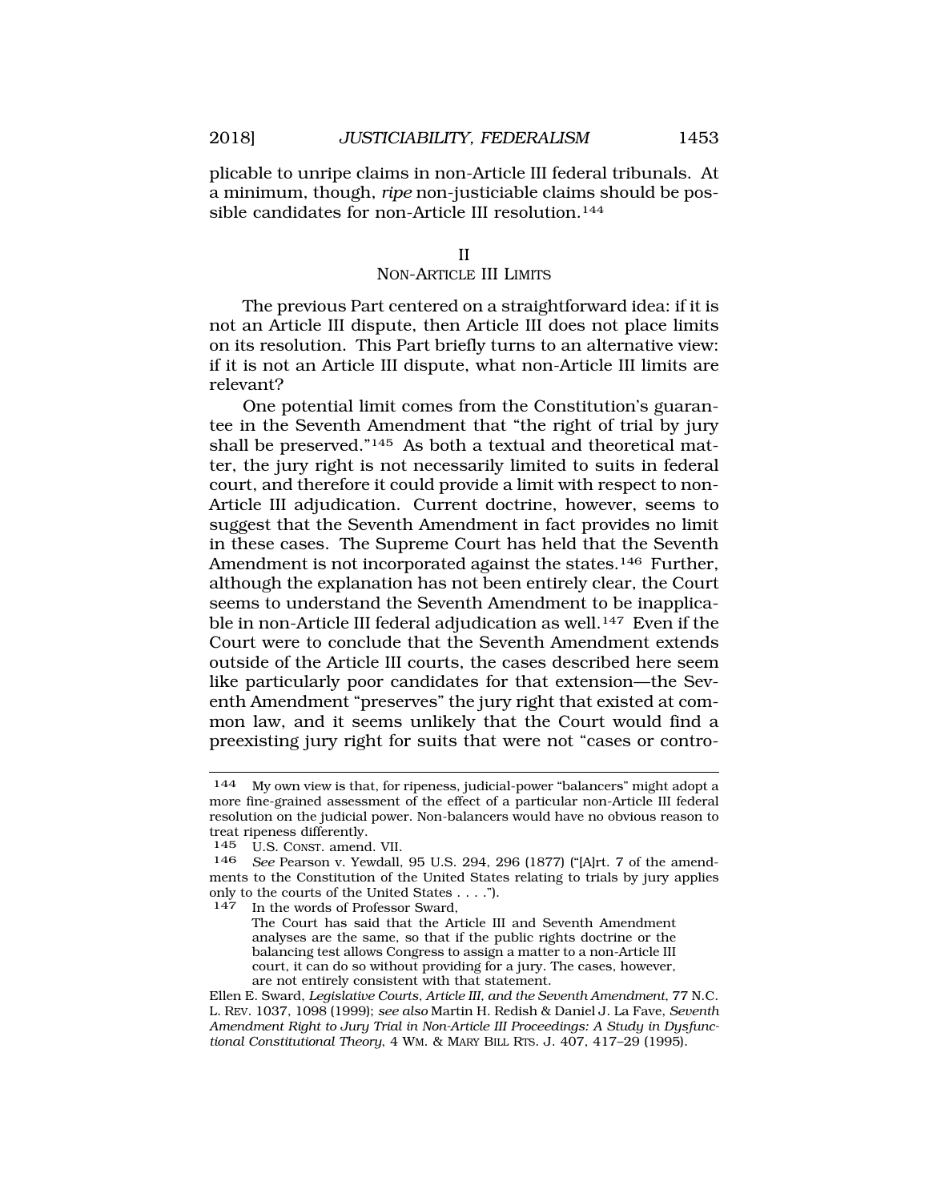plicable to unripe claims in non-Article III federal tribunals. At a minimum, though, *ripe* non-justiciable claims should be possible candidates for non-Article III resolution.[144]

## II
## NON-ARTICLE III LIMITS

The previous Part centered on a straightforward idea: if it is not an Article III dispute, then Article III does not place limits on its resolution. This Part briefly turns to an alternative view: if it is not an Article III dispute, what non-Article III limits are relevant?

One potential limit comes from the Constitution's guarantee in the Seventh Amendment that "the right of trial by jury shall be preserved."[145] As both a textual and theoretical matter, the jury right is not necessarily limited to suits in federal court, and therefore it could provide a limit with respect to non-Article III adjudication. Current doctrine, however, seems to suggest that the Seventh Amendment in fact provides no limit in these cases. The Supreme Court has held that the Seventh Amendment is not incorporated against the states.[146] Further, although the explanation has not been entirely clear, the Court seems to understand the Seventh Amendment to be inapplicable in non-Article III federal adjudication as well.[147] Even if the Court were to conclude that the Seventh Amendment extends outside of the Article III courts, the cases described here seem like particularly poor candidates for that extension—the Seventh Amendment "preserves" the jury right that existed at common law, and it seems unlikely that the Court would find a preexisting jury right for suits that were not "cases or contro-

---

144 My own view is that, for ripeness, judicial-power "balancers" might adopt a more fine-grained assessment of the effect of a particular non-Article III federal resolution on the judicial power. Non-balancers would have no obvious reason to treat ripeness differently.

145 U.S. CONST. amend. VII.

146 *See* Pearson v. Yewdall, 95 U.S. 294, 296 (1877) ("[A]rt. 7 of the amendments to the Constitution of the United States relating to trials by jury applies only to the courts of the United States . . . .").

147 In the words of Professor Sward,

> The Court has said that the Article III and Seventh Amendment analyses are the same, so that if the public rights doctrine or the balancing test allows Congress to assign a matter to a non-Article III court, it can do so without providing for a jury. The cases, however, are not entirely consistent with that statement.

Ellen E. Sward, *Legislative Courts, Article III, and the Seventh Amendment*, 77 N.C. L. REV. 1037, 1098 (1999); *see also* Martin H. Redish & Daniel J. La Fave, *Seventh Amendment Right to Jury Trial in Non-Article III Proceedings: A Study in Dysfunctional Constitutional Theory*, 4 WM. & MARY BILL RTS. J. 407, 417–29 (1995).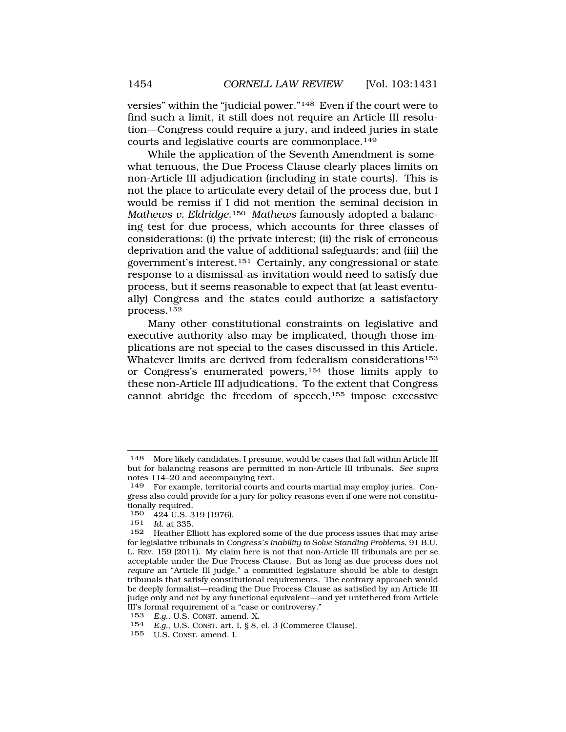versies" within the "judicial power."[148] Even if the court were to find such a limit, it still does not require an Article III resolution—Congress could require a jury, and indeed juries in state courts and legislative courts are commonplace.[149]

While the application of the Seventh Amendment is somewhat tenuous, the Due Process Clause clearly places limits on non-Article III adjudication (including in state courts). This is not the place to articulate every detail of the process due, but I would be remiss if I did not mention the seminal decision in *Mathews v. Eldridge*.[150] *Mathews* famously adopted a balancing test for due process, which accounts for three classes of considerations: (i) the private interest; (ii) the risk of erroneous deprivation and the value of additional safeguards; and (iii) the government's interest.[151] Certainly, any congressional or state response to a dismissal-as-invitation would need to satisfy due process, but it seems reasonable to expect that (at least eventually) Congress and the states could authorize a satisfactory process.[152]

Many other constitutional constraints on legislative and executive authority also may be implicated, though those implications are not special to the cases discussed in this Article. Whatever limits are derived from federalism considerations[153] or Congress's enumerated powers,[154] those limits apply to these non-Article III adjudications. To the extent that Congress cannot abridge the freedom of speech,[155] impose excessive

---

148 More likely candidates, I presume, would be cases that fall within Article III but for balancing reasons are permitted in non-Article III tribunals. *See supra* notes 114–20 and accompanying text.

149 For example, territorial courts and courts martial may employ juries. Congress also could provide for a jury for policy reasons even if one were not constitutionally required.

150 424 U.S. 319 (1976).

151 *Id.* at 335.

152 Heather Elliott has explored some of the due process issues that may arise for legislative tribunals in *Congress's Inability to Solve Standing Problems*, 91 B.U. L. REV. 159 (2011). My claim here is not that non-Article III tribunals are per se acceptable under the Due Process Clause. But as long as due process does not *require* an "Article III judge," a committed legislature should be able to design tribunals that satisfy constitutional requirements. The contrary approach would be deeply formalist—reading the Due Process Clause as satisfied by an Article III judge only and not by any functional equivalent—and yet untethered from Article III's formal requirement of a "case or controversy."

153 *E.g.*, U.S. CONST. amend. X.

154 *E.g.*, U.S. CONST. art. I, § 8, cl. 3 (Commerce Clause).

155 U.S. CONST. amend. I.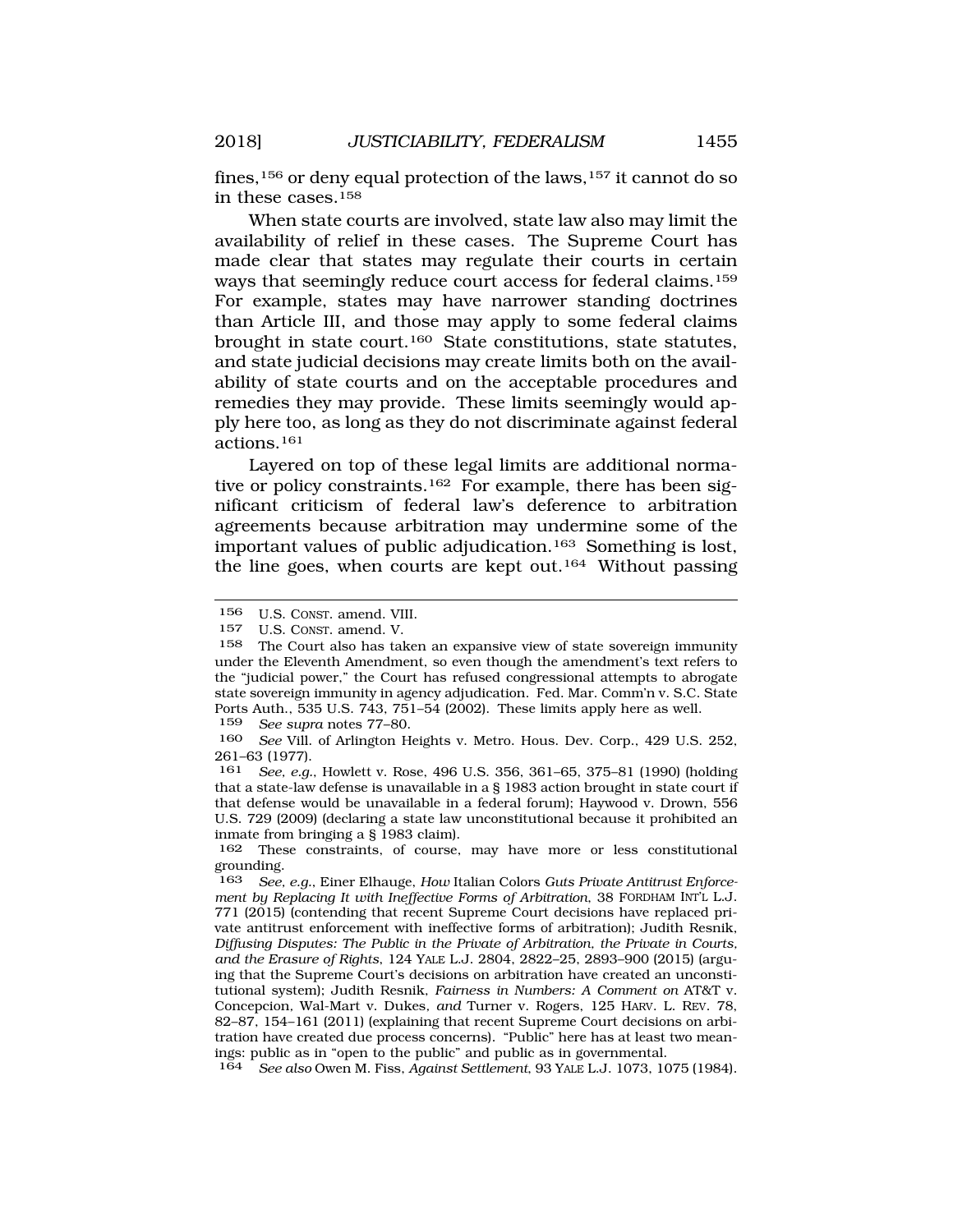fines,[156] or deny equal protection of the laws,[157] it cannot do so in these cases.[158]

When state courts are involved, state law also may limit the availability of relief in these cases. The Supreme Court has made clear that states may regulate their courts in certain ways that seemingly reduce court access for federal claims.[159] For example, states may have narrower standing doctrines than Article III, and those may apply to some federal claims brought in state court.[160] State constitutions, state statutes, and state judicial decisions may create limits both on the availability of state courts and on the acceptable procedures and remedies they may provide. These limits seemingly would apply here too, as long as they do not discriminate against federal actions.[161]

Layered on top of these legal limits are additional normative or policy constraints.[162] For example, there has been significant criticism of federal law's deference to arbitration agreements because arbitration may undermine some of the important values of public adjudication.[163] Something is lost, the line goes, when courts are kept out.[164] Without passing

---

[156] U.S. CONST. amend. VIII.

[157] U.S. CONST. amend. V.

[158] The Court also has taken an expansive view of state sovereign immunity under the Eleventh Amendment, so even though the amendment's text refers to the "judicial power," the Court has refused congressional attempts to abrogate state sovereign immunity in agency adjudication. Fed. Mar. Comm'n v. S.C. State Ports Auth., 535 U.S. 743, 751–54 (2002). These limits apply here as well.

[159] *See supra* notes 77–80.

[160] *See* Vill. of Arlington Heights v. Metro. Hous. Dev. Corp., 429 U.S. 252, 261–63 (1977).

[161] *See, e.g.*, Howlett v. Rose, 496 U.S. 356, 361–65, 375–81 (1990) (holding that a state-law defense is unavailable in a § 1983 action brought in state court if that defense would be unavailable in a federal forum); Haywood v. Drown, 556 U.S. 729 (2009) (declaring a state law unconstitutional because it prohibited an inmate from bringing a § 1983 claim).

[162] These constraints, of course, may have more or less constitutional grounding.

[163] *See, e.g.*, Einer Elhauge, *How* Italian Colors *Guts Private Antitrust Enforcement by Replacing It with Ineffective Forms of Arbitration*, 38 FORDHAM INT'L L.J. 771 (2015) (contending that recent Supreme Court decisions have replaced private antitrust enforcement with ineffective forms of arbitration); Judith Resnik, *Diffusing Disputes: The Public in the Private of Arbitration, the Private in Courts, and the Erasure of Rights*, 124 YALE L.J. 2804, 2822–25, 2893–900 (2015) (arguing that the Supreme Court's decisions on arbitration have created an unconstitutional system); Judith Resnik, *Fairness in Numbers: A Comment on* AT&T v. Concepcion, Wal-Mart v. Dukes, *and* Turner v. Rogers, 125 HARV. L. REV. 78, 82–87, 154–161 (2011) (explaining that recent Supreme Court decisions on arbitration have created due process concerns). "Public" here has at least two meanings: public as in "open to the public" and public as in governmental.

[164] *See also* Owen M. Fiss, *Against Settlement*, 93 YALE L.J. 1073, 1075 (1984).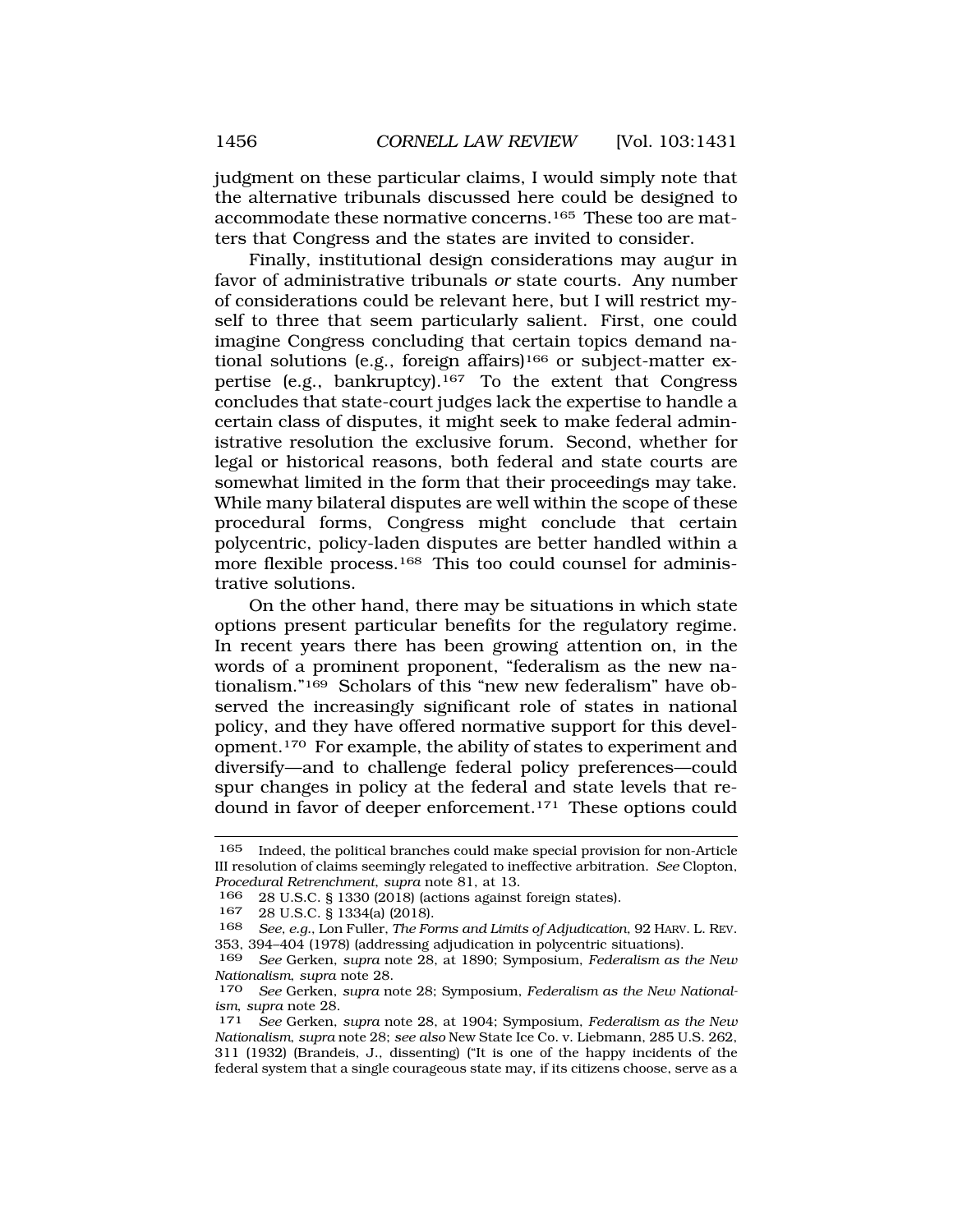judgment on these particular claims, I would simply note that the alternative tribunals discussed here could be designed to accommodate these normative concerns.[165] These too are matters that Congress and the states are invited to consider.

Finally, institutional design considerations may augur in favor of administrative tribunals *or* state courts. Any number of considerations could be relevant here, but I will restrict myself to three that seem particularly salient. First, one could imagine Congress concluding that certain topics demand national solutions (e.g., foreign affairs)[166] or subject-matter expertise (e.g., bankruptcy).[167] To the extent that Congress concludes that state-court judges lack the expertise to handle a certain class of disputes, it might seek to make federal administrative resolution the exclusive forum. Second, whether for legal or historical reasons, both federal and state courts are somewhat limited in the form that their proceedings may take. While many bilateral disputes are well within the scope of these procedural forms, Congress might conclude that certain polycentric, policy-laden disputes are better handled within a more flexible process.[168] This too could counsel for administrative solutions.

On the other hand, there may be situations in which state options present particular benefits for the regulatory regime. In recent years there has been growing attention on, in the words of a prominent proponent, "federalism as the new nationalism."[169] Scholars of this "new new federalism" have observed the increasingly significant role of states in national policy, and they have offered normative support for this development.[170] For example, the ability of states to experiment and diversify—and to challenge federal policy preferences—could spur changes in policy at the federal and state levels that redound in favor of deeper enforcement.[171] These options could

---

165 Indeed, the political branches could make special provision for non-Article III resolution of claims seemingly relegated to ineffective arbitration. *See* Clopton, *Procedural Retrenchment*, *supra* note 81, at 13.

166 28 U.S.C. § 1330 (2018) (actions against foreign states).

167 28 U.S.C. § 1334(a) (2018).

168 *See, e.g.*, Lon Fuller, *The Forms and Limits of Adjudication*, 92 HARV. L. REV. 353, 394–404 (1978) (addressing adjudication in polycentric situations).

169 *See* Gerken, *supra* note 28, at 1890; Symposium, *Federalism as the New Nationalism*, *supra* note 28.

170 *See* Gerken, *supra* note 28; Symposium, *Federalism as the New Nationalism*, *supra* note 28.

171 *See* Gerken, *supra* note 28, at 1904; Symposium, *Federalism as the New Nationalism*, *supra* note 28; *see also* New State Ice Co. v. Liebmann, 285 U.S. 262, 311 (1932) (Brandeis, J., dissenting) ("It is one of the happy incidents of the federal system that a single courageous state may, if its citizens choose, serve as a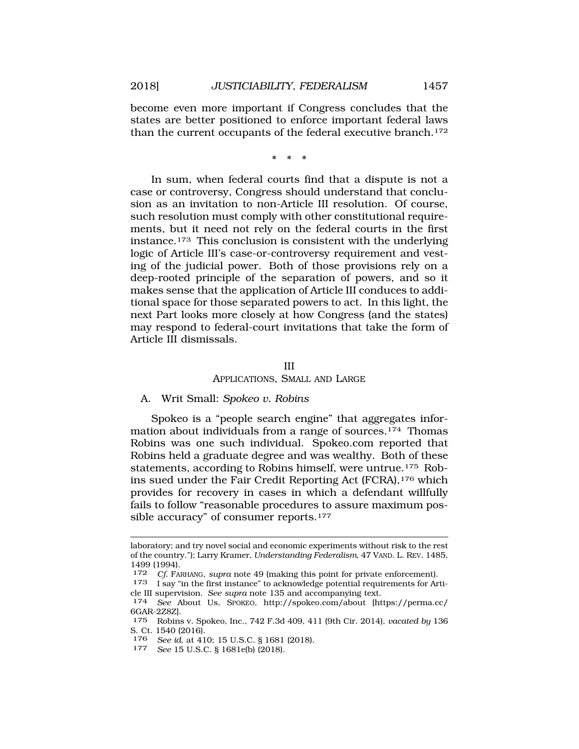become even more important if Congress concludes that the states are better positioned to enforce important federal laws than the current occupants of the federal executive branch.[172]

\* \* \*

In sum, when federal courts find that a dispute is not a case or controversy, Congress should understand that conclusion as an invitation to non-Article III resolution. Of course, such resolution must comply with other constitutional requirements, but it need not rely on the federal courts in the first instance.[173] This conclusion is consistent with the underlying logic of Article III's case-or-controversy requirement and vesting of the judicial power. Both of those provisions rely on a deep-rooted principle of the separation of powers, and so it makes sense that the application of Article III conduces to additional space for those separated powers to act. In this light, the next Part looks more closely at how Congress (and the states) may respond to federal-court invitations that take the form of Article III dismissals.

## III
## APPLICATIONS, SMALL AND LARGE

### A. Writ Small: *Spokeo v. Robins*

Spokeo is a "people search engine" that aggregates information about individuals from a range of sources.[174] Thomas Robins was one such individual. Spokeo.com reported that Robins held a graduate degree and was wealthy. Both of these statements, according to Robins himself, were untrue.[175] Robins sued under the Fair Credit Reporting Act (FCRA),[176] which provides for recovery in cases in which a defendant willfully fails to follow "reasonable procedures to assure maximum possible accuracy" of consumer reports.[177]

---

laboratory; and try novel social and economic experiments without risk to the rest of the country."); Larry Kramer, *Understanding Federalism*, 47 VAND. L. REV. 1485, 1499 (1994).

172 *Cf.* FARHANG, *supra* note 49 (making this point for private enforcement).

173 I say "in the first instance" to acknowledge potential requirements for Article III supervision. *See supra* note 135 and accompanying text.

174 *See* About Us, SPOKEO, http://spokeo.com/about [https://perma.cc/6GAR-2Z8Z].

175 Robins v. Spokeo, Inc., 742 F.3d 409, 411 (9th Cir. 2014), *vacated by* 136 S. Ct. 1540 (2016).

176 *See id.* at 410; 15 U.S.C. § 1681 (2018).

177 *See* 15 U.S.C. § 1681e(b) (2018).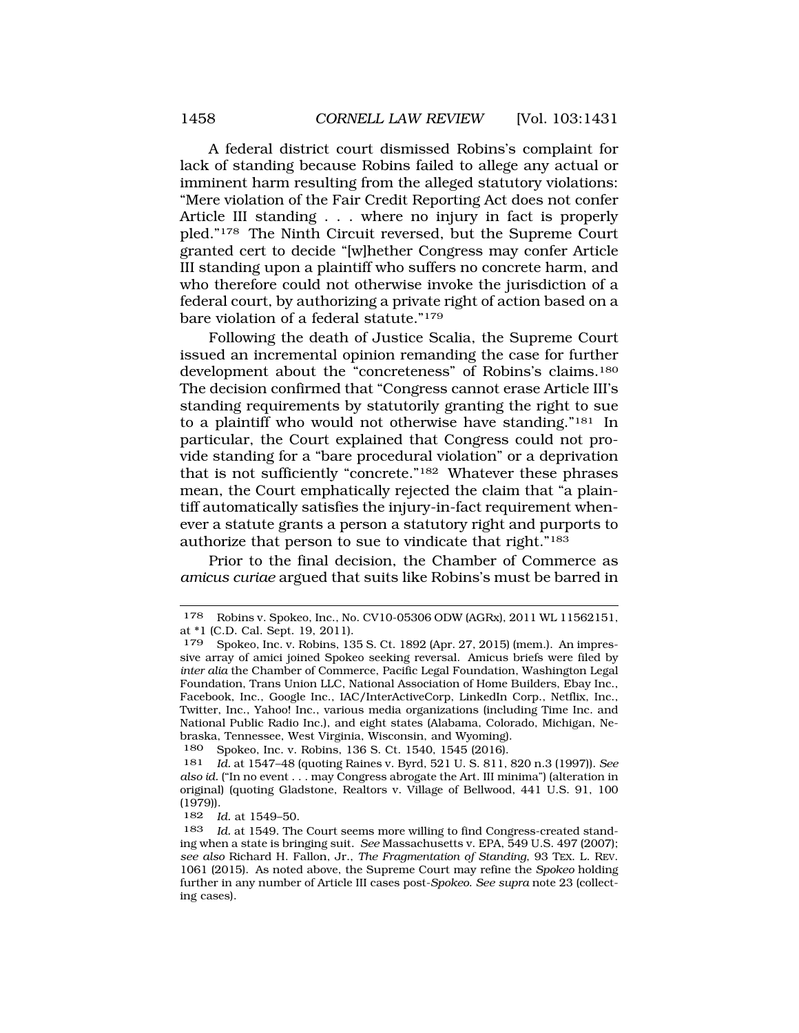A federal district court dismissed Robins's complaint for lack of standing because Robins failed to allege any actual or imminent harm resulting from the alleged statutory violations: "Mere violation of the Fair Credit Reporting Act does not confer Article III standing . . . where no injury in fact is properly pled."[178] The Ninth Circuit reversed, but the Supreme Court granted cert to decide "[w]hether Congress may confer Article III standing upon a plaintiff who suffers no concrete harm, and who therefore could not otherwise invoke the jurisdiction of a federal court, by authorizing a private right of action based on a bare violation of a federal statute."[179]

Following the death of Justice Scalia, the Supreme Court issued an incremental opinion remanding the case for further development about the "concreteness" of Robins's claims.[180] The decision confirmed that "Congress cannot erase Article III's standing requirements by statutorily granting the right to sue to a plaintiff who would not otherwise have standing."[181] In particular, the Court explained that Congress could not provide standing for a "bare procedural violation" or a deprivation that is not sufficiently "concrete."[182] Whatever these phrases mean, the Court emphatically rejected the claim that "a plaintiff automatically satisfies the injury-in-fact requirement whenever a statute grants a person a statutory right and purports to authorize that person to sue to vindicate that right."[183]

Prior to the final decision, the Chamber of Commerce as *amicus curiae* argued that suits like Robins's must be barred in

---

178 Robins v. Spokeo, Inc., No. CV10-05306 ODW (AGRx), 2011 WL 11562151, at *1 (C.D. Cal. Sept. 19, 2011).

179 Spokeo, Inc. v. Robins, 135 S. Ct. 1892 (Apr. 27, 2015) (mem.). An impressive array of amici joined Spokeo seeking reversal. Amicus briefs were filed by *inter alia* the Chamber of Commerce, Pacific Legal Foundation, Washington Legal Foundation, Trans Union LLC, National Association of Home Builders, Ebay Inc., Facebook, Inc., Google Inc., IAC/InterActiveCorp, LinkedIn Corp., Netflix, Inc., Twitter, Inc., Yahoo! Inc., various media organizations (including Time Inc. and National Public Radio Inc.), and eight states (Alabama, Colorado, Michigan, Nebraska, Tennessee, West Virginia, Wisconsin, and Wyoming).

180 Spokeo, Inc. v. Robins, 136 S. Ct. 1540, 1545 (2016).

181 *Id.* at 1547–48 (quoting Raines v. Byrd, 521 U. S. 811, 820 n.3 (1997)). *See also id.* ("In no event . . . may Congress abrogate the Art. III minima") (alteration in original) (quoting Gladstone, Realtors v. Village of Bellwood, 441 U.S. 91, 100 (1979)).

182 *Id.* at 1549–50.

183 *Id.* at 1549. The Court seems more willing to find Congress-created standing when a state is bringing suit. *See* Massachusetts v. EPA, 549 U.S. 497 (2007); *see also* Richard H. Fallon, Jr., *The Fragmentation of Standing*, 93 TEX. L. REV. 1061 (2015). As noted above, the Supreme Court may refine the *Spokeo* holding further in any number of Article III cases post-*Spokeo*. *See supra* note 23 (collecting cases).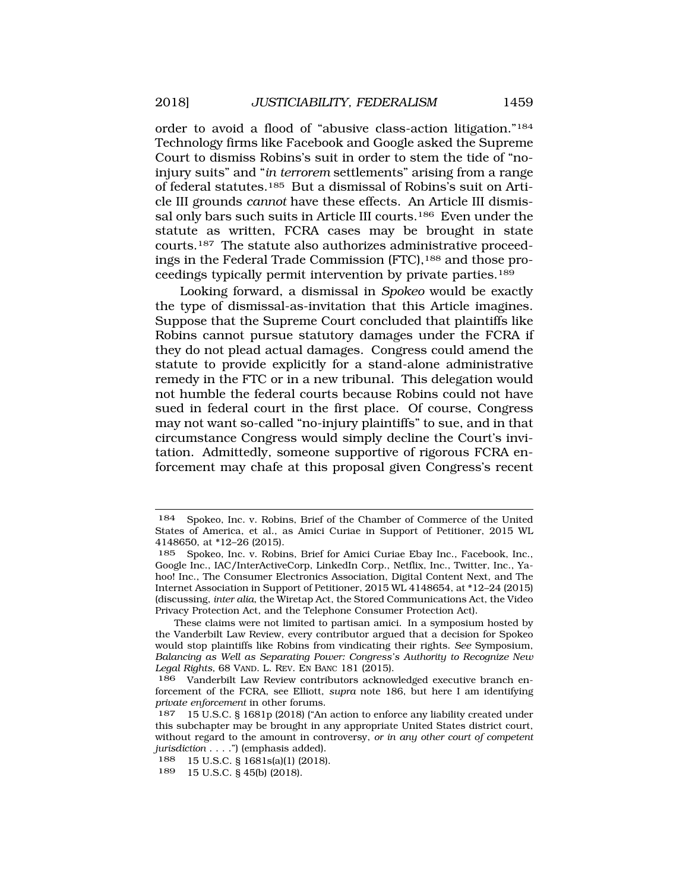order to avoid a flood of "abusive class-action litigation."[184] Technology firms like Facebook and Google asked the Supreme Court to dismiss Robins's suit in order to stem the tide of "no-injury suits" and "*in terrorem* settlements" arising from a range of federal statutes.[185] But a dismissal of Robins's suit on Article III grounds *cannot* have these effects. An Article III dismissal only bars such suits in Article III courts.[186] Even under the statute as written, FCRA cases may be brought in state courts.[187] The statute also authorizes administrative proceedings in the Federal Trade Commission (FTC),[188] and those proceedings typically permit intervention by private parties.[189]

Looking forward, a dismissal in *Spokeo* would be exactly the type of dismissal-as-invitation that this Article imagines. Suppose that the Supreme Court concluded that plaintiffs like Robins cannot pursue statutory damages under the FCRA if they do not plead actual damages. Congress could amend the statute to provide explicitly for a stand-alone administrative remedy in the FTC or in a new tribunal. This delegation would not humble the federal courts because Robins could not have sued in federal court in the first place. Of course, Congress may not want so-called "no-injury plaintiffs" to sue, and in that circumstance Congress would simply decline the Court's invitation. Admittedly, someone supportive of rigorous FCRA enforcement may chafe at this proposal given Congress's recent

---

184 Spokeo, Inc. v. Robins, Brief of the Chamber of Commerce of the United States of America, et al., as Amici Curiae in Support of Petitioner, 2015 WL 4148650, at *12–26 (2015).

185 Spokeo, Inc. v. Robins, Brief for Amici Curiae Ebay Inc., Facebook, Inc., Google Inc., IAC/InterActiveCorp, LinkedIn Corp., Netflix, Inc., Twitter, Inc., Yahoo! Inc., The Consumer Electronics Association, Digital Content Next, and The Internet Association in Support of Petitioner, 2015 WL 4148654, at *12–24 (2015) (discussing, *inter alia*, the Wiretap Act, the Stored Communications Act, the Video Privacy Protection Act, and the Telephone Consumer Protection Act).

These claims were not limited to partisan amici. In a symposium hosted by the Vanderbilt Law Review, every contributor argued that a decision for Spokeo would stop plaintiffs like Robins from vindicating their rights. *See* Symposium, *Balancing as Well as Separating Power: Congress's Authority to Recognize New Legal Rights*, 68 VAND. L. REV. EN BANC 181 (2015).

186 Vanderbilt Law Review contributors acknowledged executive branch enforcement of the FCRA, see Elliott, *supra* note 186, but here I am identifying *private enforcement* in other forums.

187 15 U.S.C. § 1681p (2018) ("An action to enforce any liability created under this subchapter may be brought in any appropriate United States district court, without regard to the amount in controversy, *or in any other court of competent jurisdiction* . . . .") (emphasis added).

188 15 U.S.C. § 1681s(a)(1) (2018).

189 15 U.S.C. § 45(b) (2018).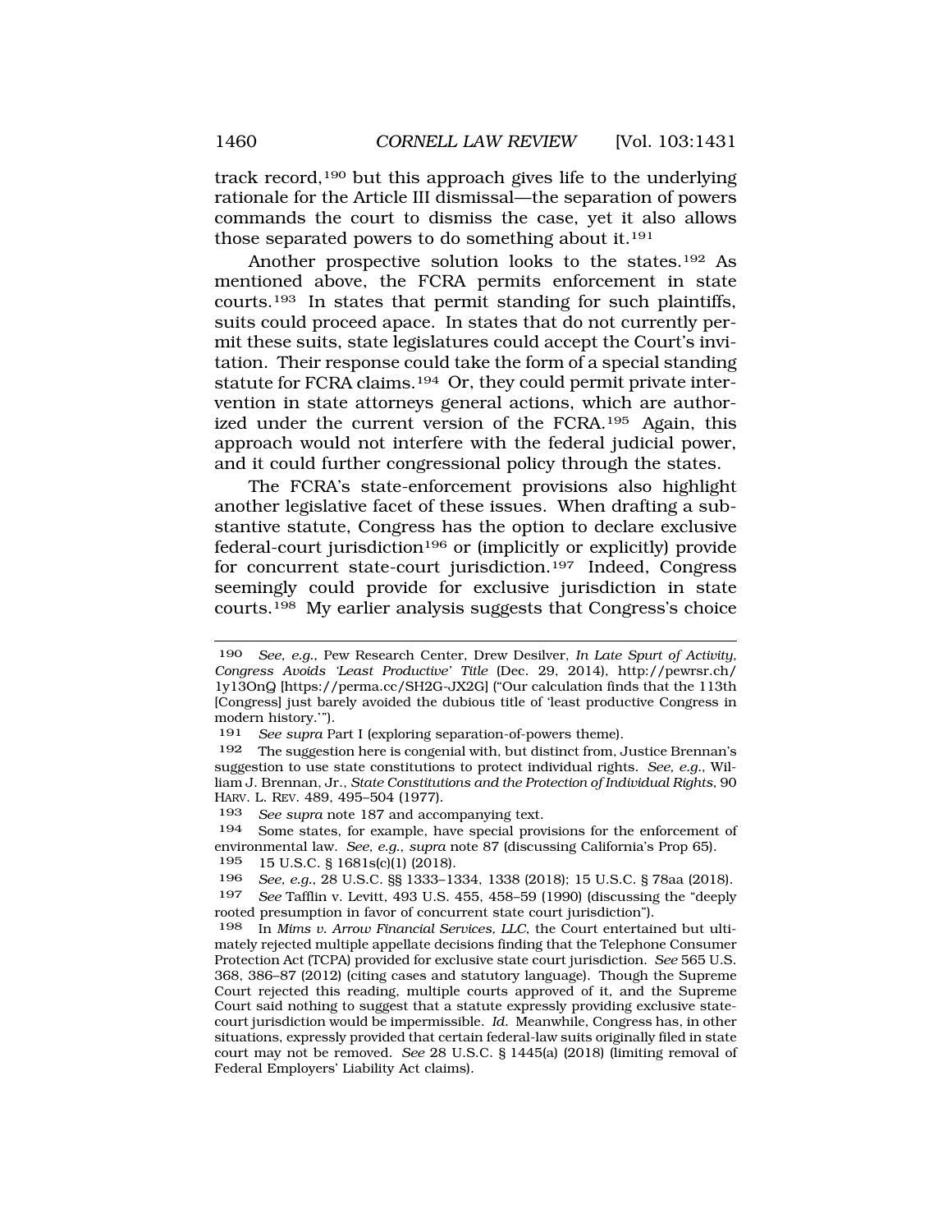track record,[190] but this approach gives life to the underlying rationale for the Article III dismissal—the separation of powers commands the court to dismiss the case, yet it also allows those separated powers to do something about it.[191]

Another prospective solution looks to the states.[192] As mentioned above, the FCRA permits enforcement in state courts.[193] In states that permit standing for such plaintiffs, suits could proceed apace. In states that do not currently permit these suits, state legislatures could accept the Court's invitation. Their response could take the form of a special standing statute for FCRA claims.[194] Or, they could permit private intervention in state attorneys general actions, which are authorized under the current version of the FCRA.[195] Again, this approach would not interfere with the federal judicial power, and it could further congressional policy through the states.

The FCRA's state-enforcement provisions also highlight another legislative facet of these issues. When drafting a substantive statute, Congress has the option to declare exclusive federal-court jurisdiction[196] or (implicitly or explicitly) provide for concurrent state-court jurisdiction.[197] Indeed, Congress seemingly could provide for exclusive jurisdiction in state courts.[198] My earlier analysis suggests that Congress's choice

---

190 *See, e.g.*, Pew Research Center, Drew Desilver, *In Late Spurt of Activity, Congress Avoids 'Least Productive' Title* (Dec. 29, 2014), http://pewrsr.ch/1y13OnQ [https://perma.cc/SH2G-JX2G] ("Our calculation finds that the 113th [Congress] just barely avoided the dubious title of 'least productive Congress in modern history.'").

191 *See supra* Part I (exploring separation-of-powers theme).

192 The suggestion here is congenial with, but distinct from, Justice Brennan's suggestion to use state constitutions to protect individual rights. *See, e.g.*, William J. Brennan, Jr., *State Constitutions and the Protection of Individual Rights*, 90 HARV. L. REV. 489, 495–504 (1977).

193 *See supra* note 187 and accompanying text.

194 Some states, for example, have special provisions for the enforcement of environmental law. *See, e.g.*, *supra* note 87 (discussing California's Prop 65).

195 15 U.S.C. § 1681s(c)(1) (2018).

196 *See, e.g.*, 28 U.S.C. §§ 1333–1334, 1338 (2018); 15 U.S.C. § 78aa (2018).

197 *See* Tafflin v. Levitt, 493 U.S. 455, 458–59 (1990) (discussing the "deeply rooted presumption in favor of concurrent state court jurisdiction").

198 In *Mims v. Arrow Financial Services, LLC*, the Court entertained but ultimately rejected multiple appellate decisions finding that the Telephone Consumer Protection Act (TCPA) provided for exclusive state court jurisdiction. *See* 565 U.S. 368, 386–87 (2012) (citing cases and statutory language). Though the Supreme Court rejected this reading, multiple courts approved of it, and the Supreme Court said nothing to suggest that a statute expressly providing exclusive state-court jurisdiction would be impermissible. *Id.* Meanwhile, Congress has, in other situations, expressly provided that certain federal-law suits originally filed in state court may not be removed. *See* 28 U.S.C. § 1445(a) (2018) (limiting removal of Federal Employers' Liability Act claims).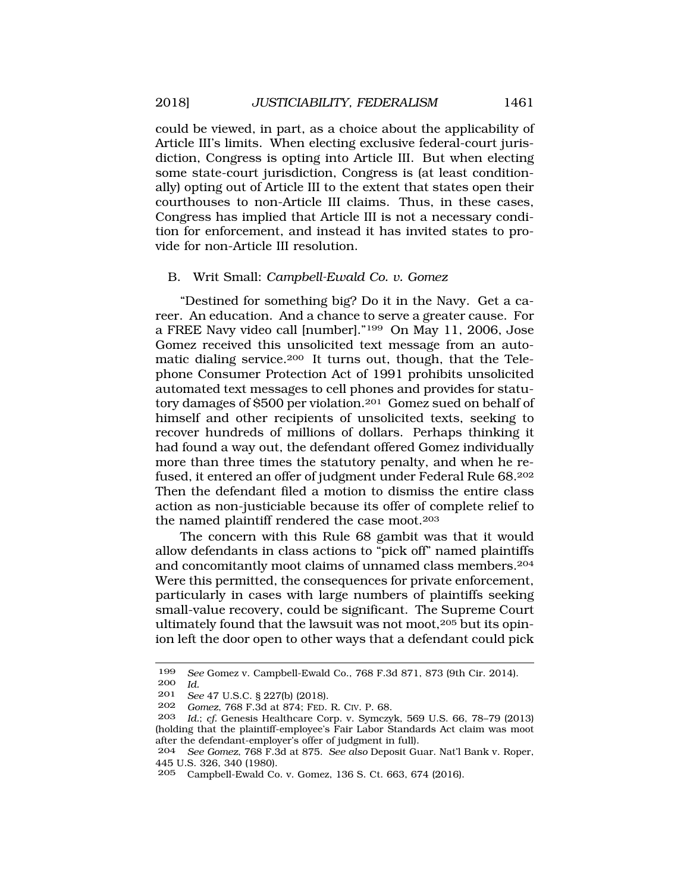could be viewed, in part, as a choice about the applicability of Article III's limits. When electing exclusive federal-court jurisdiction, Congress is opting into Article III. But when electing some state-court jurisdiction, Congress is (at least conditionally) opting out of Article III to the extent that states open their courthouses to non-Article III claims. Thus, in these cases, Congress has implied that Article III is not a necessary condition for enforcement, and instead it has invited states to provide for non-Article III resolution.

### B. Writ Small: *Campbell-Ewald Co. v. Gomez*

"Destined for something big? Do it in the Navy. Get a career. An education. And a chance to serve a greater cause. For a FREE Navy video call [number]."[199] On May 11, 2006, Jose Gomez received this unsolicited text message from an automatic dialing service.[200] It turns out, though, that the Telephone Consumer Protection Act of 1991 prohibits unsolicited automated text messages to cell phones and provides for statutory damages of $500 per violation.[201] Gomez sued on behalf of himself and other recipients of unsolicited texts, seeking to recover hundreds of millions of dollars. Perhaps thinking it had found a way out, the defendant offered Gomez individually more than three times the statutory penalty, and when he refused, it entered an offer of judgment under Federal Rule 68.[202] Then the defendant filed a motion to dismiss the entire class action as non-justiciable because its offer of complete relief to the named plaintiff rendered the case moot.[203]

The concern with this Rule 68 gambit was that it would allow defendants in class actions to "pick off" named plaintiffs and concomitantly moot claims of unnamed class members.[204] Were this permitted, the consequences for private enforcement, particularly in cases with large numbers of plaintiffs seeking small-value recovery, could be significant. The Supreme Court ultimately found that the lawsuit was not moot,[205] but its opinion left the door open to other ways that a defendant could pick

---

199 *See* Gomez v. Campbell-Ewald Co., 768 F.3d 871, 873 (9th Cir. 2014).

200 *Id.*

201 *See* 47 U.S.C. § 227(b) (2018).

202 *Gomez*, 768 F.3d at 874; FED. R. CIV. P. 68.

203 *Id.*; *cf.* Genesis Healthcare Corp. v. Symczyk, 569 U.S. 66, 78–79 (2013) (holding that the plaintiff-employee's Fair Labor Standards Act claim was moot after the defendant-employer's offer of judgment in full).

204 *See Gomez*, 768 F.3d at 875. *See also* Deposit Guar. Nat'l Bank v. Roper, 445 U.S. 326, 340 (1980).

205 Campbell-Ewald Co. v. Gomez, 136 S. Ct. 663, 674 (2016).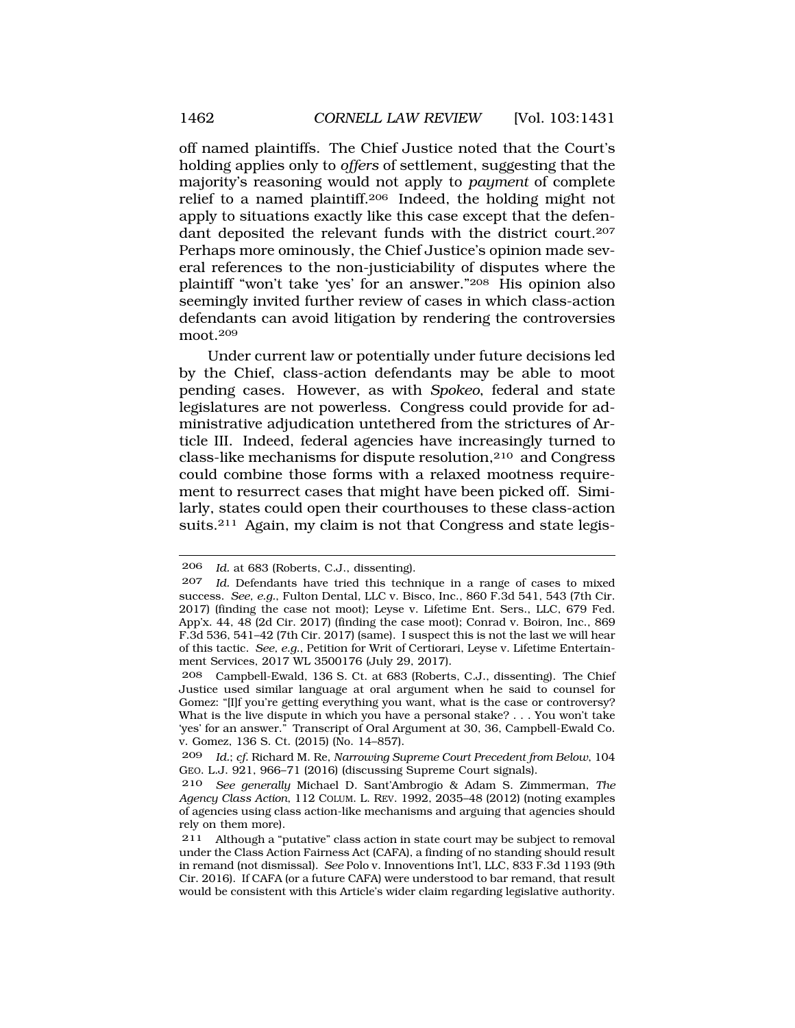off named plaintiffs. The Chief Justice noted that the Court's holding applies only to *offers* of settlement, suggesting that the majority's reasoning would not apply to *payment* of complete relief to a named plaintiff.[206] Indeed, the holding might not apply to situations exactly like this case except that the defendant deposited the relevant funds with the district court.[207] Perhaps more ominously, the Chief Justice's opinion made several references to the non-justiciability of disputes where the plaintiff "won't take 'yes' for an answer."[208] His opinion also seemingly invited further review of cases in which class-action defendants can avoid litigation by rendering the controversies moot.[209]

Under current law or potentially under future decisions led by the Chief, class-action defendants may be able to moot pending cases. However, as with *Spokeo*, federal and state legislatures are not powerless. Congress could provide for administrative adjudication untethered from the strictures of Article III. Indeed, federal agencies have increasingly turned to class-like mechanisms for dispute resolution,[210] and Congress could combine those forms with a relaxed mootness requirement to resurrect cases that might have been picked off. Similarly, states could open their courthouses to these class-action suits.[211] Again, my claim is not that Congress and state legis-

---

206 *Id.* at 683 (Roberts, C.J., dissenting).

207 *Id.* Defendants have tried this technique in a range of cases to mixed success. *See, e.g.*, Fulton Dental, LLC v. Bisco, Inc., 860 F.3d 541, 543 (7th Cir. 2017) (finding the case not moot); Leyse v. Lifetime Ent. Sers., LLC, 679 Fed. App'x. 44, 48 (2d Cir. 2017) (finding the case moot); Conrad v. Boiron, Inc., 869 F.3d 536, 541–42 (7th Cir. 2017) (same). I suspect this is not the last we will hear of this tactic. *See, e.g.*, Petition for Writ of Certiorari, Leyse v. Lifetime Entertainment Services, 2017 WL 3500176 (July 29, 2017).

208 Campbell-Ewald, 136 S. Ct. at 683 (Roberts, C.J., dissenting). The Chief Justice used similar language at oral argument when he said to counsel for Gomez: "[I]f you're getting everything you want, what is the case or controversy? What is the live dispute in which you have a personal stake? . . . You won't take 'yes' for an answer." Transcript of Oral Argument at 30, 36, Campbell-Ewald Co. v. Gomez, 136 S. Ct. (2015) (No. 14–857).

209 *Id.*; *cf.* Richard M. Re, *Narrowing Supreme Court Precedent from Below*, 104 GEO. L.J. 921, 966–71 (2016) (discussing Supreme Court signals).

210 *See generally* Michael D. Sant'Ambrogio & Adam S. Zimmerman, *The Agency Class Action*, 112 COLUM. L. REV. 1992, 2035–48 (2012) (noting examples of agencies using class action-like mechanisms and arguing that agencies should rely on them more).

211 Although a "putative" class action in state court may be subject to removal under the Class Action Fairness Act (CAFA), a finding of no standing should result in remand (not dismissal). *See* Polo v. Innoventions Int'l, LLC, 833 F.3d 1193 (9th Cir. 2016). If CAFA (or a future CAFA) were understood to bar remand, that result would be consistent with this Article's wider claim regarding legislative authority.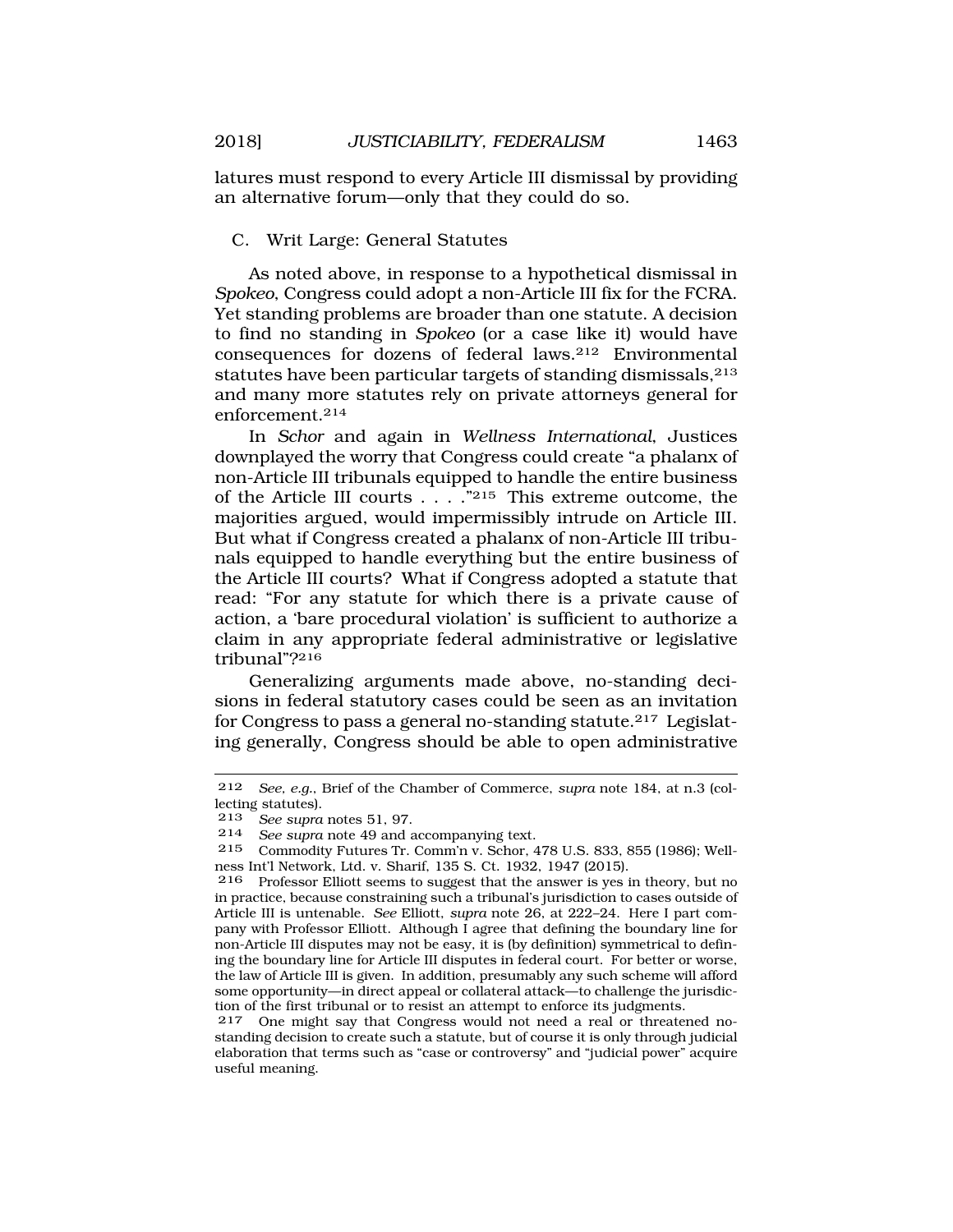latures must respond to every Article III dismissal by providing an alternative forum—only that they could do so.

### C. Writ Large: General Statutes

As noted above, in response to a hypothetical dismissal in *Spokeo*, Congress could adopt a non-Article III fix for the FCRA. Yet standing problems are broader than one statute. A decision to find no standing in *Spokeo* (or a case like it) would have consequences for dozens of federal laws.[212] Environmental statutes have been particular targets of standing dismissals,[213] and many more statutes rely on private attorneys general for enforcement.[214]

In *Schor* and again in *Wellness International*, Justices downplayed the worry that Congress could create "a phalanx of non-Article III tribunals equipped to handle the entire business of the Article III courts . . . ."[215] This extreme outcome, the majorities argued, would impermissibly intrude on Article III. But what if Congress created a phalanx of non-Article III tribunals equipped to handle everything but the entire business of the Article III courts? What if Congress adopted a statute that read: "For any statute for which there is a private cause of action, a 'bare procedural violation' is sufficient to authorize a claim in any appropriate federal administrative or legislative tribunal"?[216]

Generalizing arguments made above, no-standing decisions in federal statutory cases could be seen as an invitation for Congress to pass a general no-standing statute.[217] Legislating generally, Congress should be able to open administrative

---

212 *See, e.g.*, Brief of the Chamber of Commerce, *supra* note 184, at n.3 (collecting statutes).

213 *See supra* notes 51, 97.

214 *See supra* note 49 and accompanying text.

215 Commodity Futures Tr. Comm'n v. Schor, 478 U.S. 833, 855 (1986); Wellness Int'l Network, Ltd. v. Sharif, 135 S. Ct. 1932, 1947 (2015).

216 Professor Elliott seems to suggest that the answer is yes in theory, but no in practice, because constraining such a tribunal's jurisdiction to cases outside of Article III is untenable. *See* Elliott, *supra* note 26, at 222–24. Here I part company with Professor Elliott. Although I agree that defining the boundary line for non-Article III disputes may not be easy, it is (by definition) symmetrical to defining the boundary line for Article III disputes in federal court. For better or worse, the law of Article III is given. In addition, presumably any such scheme will afford some opportunity—in direct appeal or collateral attack—to challenge the jurisdiction of the first tribunal or to resist an attempt to enforce its judgments.

217 One might say that Congress would not need a real or threatened no-standing decision to create such a statute, but of course it is only through judicial elaboration that terms such as "case or controversy" and "judicial power" acquire useful meaning.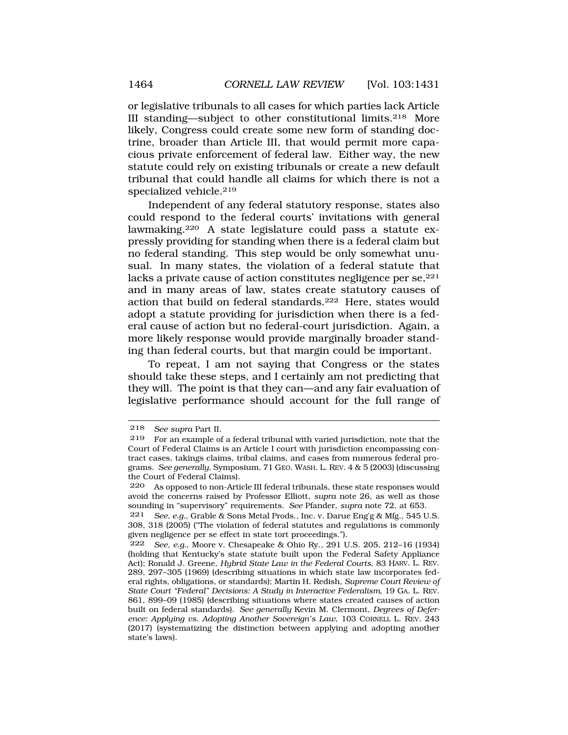or legislative tribunals to all cases for which parties lack Article III standing—subject to other constitutional limits.[218] More likely, Congress could create some new form of standing doctrine, broader than Article III, that would permit more capacious private enforcement of federal law. Either way, the new statute could rely on existing tribunals or create a new default tribunal that could handle all claims for which there is not a specialized vehicle.[219]

Independent of any federal statutory response, states also could respond to the federal courts' invitations with general lawmaking.[220] A state legislature could pass a statute expressly providing for standing when there is a federal claim but no federal standing. This step would be only somewhat unusual. In many states, the violation of a federal statute that lacks a private cause of action constitutes negligence per se,[221] and in many areas of law, states create statutory causes of action that build on federal standards.[222] Here, states would adopt a statute providing for jurisdiction when there is a federal cause of action but no federal-court jurisdiction. Again, a more likely response would provide marginally broader standing than federal courts, but that margin could be important.

To repeat, I am not saying that Congress or the states should take these steps, and I certainly am not predicting that they will. The point is that they can—and any fair evaluation of legislative performance should account for the full range of

---

218 *See supra* Part II.

219 For an example of a federal tribunal with varied jurisdiction, note that the Court of Federal Claims is an Article I court with jurisdiction encompassing contract cases, takings claims, tribal claims, and cases from numerous federal programs. *See generally*, Symposium, 71 GEO. WASH. L. REV. 4 & 5 (2003) (discussing the Court of Federal Claims).

220 As opposed to non-Article III federal tribunals, these state responses would avoid the concerns raised by Professor Elliott, *supra* note 26, as well as those sounding in "supervisory" requirements. *See* Pfander, *supra* note 72, at 653.

221 *See, e.g.*, Grable & Sons Metal Prods., Inc. v. Darue Eng'g & Mfg., 545 U.S. 308, 318 (2005) ("The violation of federal statutes and regulations is commonly given negligence per se effect in state tort proceedings.").

222 *See, e.g.*, Moore v. Chesapeake & Ohio Ry., 291 U.S. 205, 212–16 (1934) (holding that Kentucky's state statute built upon the Federal Safety Appliance Act); Ronald J. Greene, *Hybrid State Law in the Federal Courts*, 83 HARV. L. REV. 289, 297–305 (1969) (describing situations in which state law incorporates federal rights, obligations, or standards); Martin H. Redish, *Supreme Court Review of State Court "Federal" Decisions: A Study in Interactive Federalism*, 19 GA. L. REV. 861, 899–09 (1985) (describing situations where states created causes of action built on federal standards). *See generally* Kevin M. Clermont, *Degrees of Deference: Applying vs. Adopting Another Sovereign's Law*, 103 CORNELL L. REV. 243 (2017) (systematizing the distinction between applying and adopting another state's laws).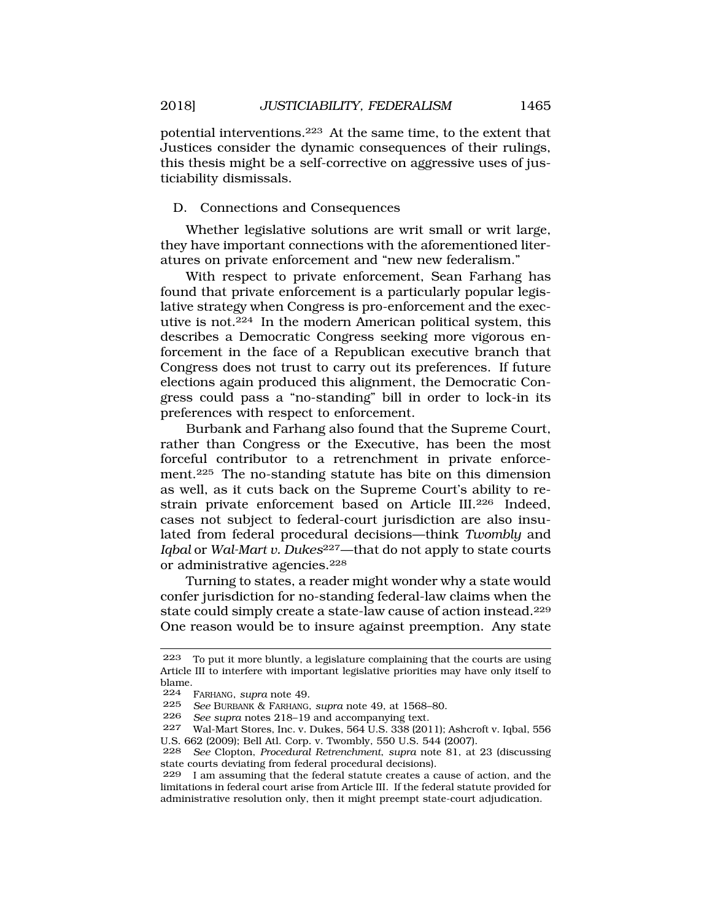potential interventions.[223] At the same time, to the extent that Justices consider the dynamic consequences of their rulings, this thesis might be a self-corrective on aggressive uses of justiciability dismissals.

### D. Connections and Consequences

Whether legislative solutions are writ small or writ large, they have important connections with the aforementioned literatures on private enforcement and "new new federalism."

With respect to private enforcement, Sean Farhang has found that private enforcement is a particularly popular legislative strategy when Congress is pro-enforcement and the executive is not.[224] In the modern American political system, this describes a Democratic Congress seeking more vigorous enforcement in the face of a Republican executive branch that Congress does not trust to carry out its preferences. If future elections again produced this alignment, the Democratic Congress could pass a "no-standing" bill in order to lock-in its preferences with respect to enforcement.

Burbank and Farhang also found that the Supreme Court, rather than Congress or the Executive, has been the most forceful contributor to a retrenchment in private enforcement.[225] The no-standing statute has bite on this dimension as well, as it cuts back on the Supreme Court's ability to restrain private enforcement based on Article III.[226] Indeed, cases not subject to federal-court jurisdiction are also insulated from federal procedural decisions—think *Twombly* and *Iqbal* or *Wal-Mart v. Dukes*[227]—that do not apply to state courts or administrative agencies.[228]

Turning to states, a reader might wonder why a state would confer jurisdiction for no-standing federal-law claims when the state could simply create a state-law cause of action instead.[229] One reason would be to insure against preemption. Any state

---

223 To put it more bluntly, a legislature complaining that the courts are using Article III to interfere with important legislative priorities may have only itself to blame.

224 FARHANG, *supra* note 49.

225 *See* BURBANK & FARHANG, *supra* note 49, at 1568–80.

226 *See supra* notes 218–19 and accompanying text.

227 Wal-Mart Stores, Inc. v. Dukes, 564 U.S. 338 (2011); Ashcroft v. Iqbal, 556 U.S. 662 (2009); Bell Atl. Corp. v. Twombly, 550 U.S. 544 (2007).

228 *See* Clopton, *Procedural Retrenchment*, *supra* note 81, at 23 (discussing state courts deviating from federal procedural decisions).

229 I am assuming that the federal statute creates a cause of action, and the limitations in federal court arise from Article III. If the federal statute provided for administrative resolution only, then it might preempt state-court adjudication.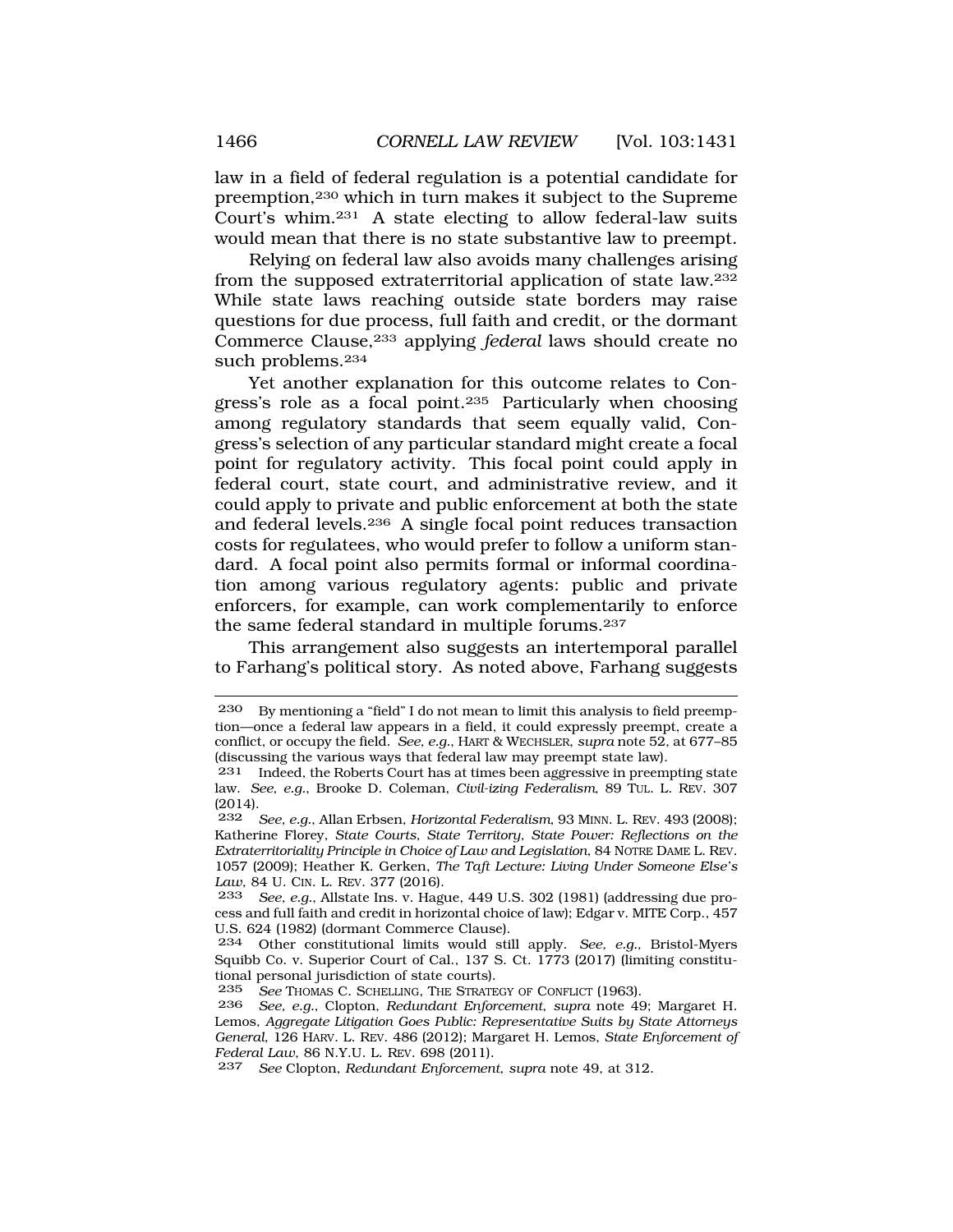law in a field of federal regulation is a potential candidate for preemption,[230] which in turn makes it subject to the Supreme Court's whim.[231] A state electing to allow federal-law suits would mean that there is no state substantive law to preempt.

Relying on federal law also avoids many challenges arising from the supposed extraterritorial application of state law.[232] While state laws reaching outside state borders may raise questions for due process, full faith and credit, or the dormant Commerce Clause,[233] applying *federal* laws should create no such problems.[234]

Yet another explanation for this outcome relates to Congress's role as a focal point.[235] Particularly when choosing among regulatory standards that seem equally valid, Congress's selection of any particular standard might create a focal point for regulatory activity. This focal point could apply in federal court, state court, and administrative review, and it could apply to private and public enforcement at both the state and federal levels.[236] A single focal point reduces transaction costs for regulatees, who would prefer to follow a uniform standard. A focal point also permits formal or informal coordination among various regulatory agents: public and private enforcers, for example, can work complementarily to enforce the same federal standard in multiple forums.[237]

This arrangement also suggests an intertemporal parallel to Farhang's political story. As noted above, Farhang suggests

---

[230] By mentioning a "field" I do not mean to limit this analysis to field preemption—once a federal law appears in a field, it could expressly preempt, create a conflict, or occupy the field. *See, e.g.*, HART & WECHSLER, *supra* note 52, at 677–85 (discussing the various ways that federal law may preempt state law).

[231] Indeed, the Roberts Court has at times been aggressive in preempting state law. *See, e.g.*, Brooke D. Coleman, *Civil-izing Federalism*, 89 TUL. L. REV. 307 (2014).

[232] *See, e.g.*, Allan Erbsen, *Horizontal Federalism*, 93 MINN. L. REV. 493 (2008); Katherine Florey, *State Courts, State Territory, State Power: Reflections on the Extraterritoriality Principle in Choice of Law and Legislation*, 84 NOTRE DAME L. REV. 1057 (2009); Heather K. Gerken, *The Taft Lecture: Living Under Someone Else's Law*, 84 U. CIN. L. REV. 377 (2016).

[233] *See, e.g.*, Allstate Ins. v. Hague, 449 U.S. 302 (1981) (addressing due process and full faith and credit in horizontal choice of law); Edgar v. MITE Corp., 457 U.S. 624 (1982) (dormant Commerce Clause).

[234] Other constitutional limits would still apply. *See, e.g.*, Bristol-Myers Squibb Co. v. Superior Court of Cal., 137 S. Ct. 1773 (2017) (limiting constitutional personal jurisdiction of state courts).

[235] *See* THOMAS C. SCHELLING, THE STRATEGY OF CONFLICT (1963).

[236] *See, e.g.*, Clopton, *Redundant Enforcement*, *supra* note 49; Margaret H. Lemos, *Aggregate Litigation Goes Public: Representative Suits by State Attorneys General*, 126 HARV. L. REV. 486 (2012); Margaret H. Lemos, *State Enforcement of Federal Law*, 86 N.Y.U. L. REV. 698 (2011).

[237] *See* Clopton, *Redundant Enforcement*, *supra* note 49, at 312.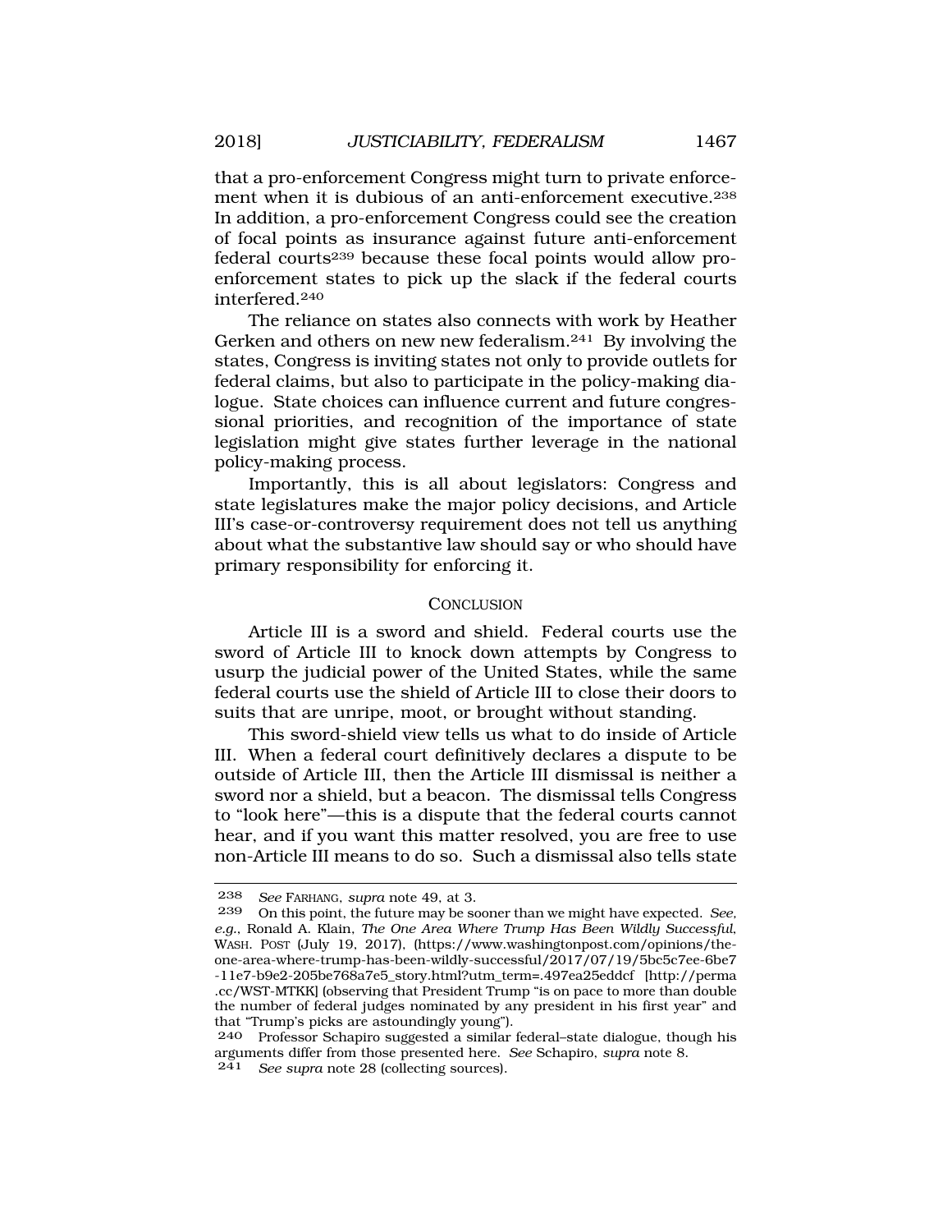that a pro-enforcement Congress might turn to private enforcement when it is dubious of an anti-enforcement executive.[238] In addition, a pro-enforcement Congress could see the creation of focal points as insurance against future anti-enforcement federal courts[239] because these focal points would allow pro-enforcement states to pick up the slack if the federal courts interfered.[240]

The reliance on states also connects with work by Heather Gerken and others on new new federalism.[241] By involving the states, Congress is inviting states not only to provide outlets for federal claims, but also to participate in the policy-making dialogue. State choices can influence current and future congressional priorities, and recognition of the importance of state legislation might give states further leverage in the national policy-making process.

Importantly, this is all about legislators: Congress and state legislatures make the major policy decisions, and Article III's case-or-controversy requirement does not tell us anything about what the substantive law should say or who should have primary responsibility for enforcing it.

## CONCLUSION

Article III is a sword and shield. Federal courts use the sword of Article III to knock down attempts by Congress to usurp the judicial power of the United States, while the same federal courts use the shield of Article III to close their doors to suits that are unripe, moot, or brought without standing.

This sword-shield view tells us what to do inside of Article III. When a federal court definitively declares a dispute to be outside of Article III, then the Article III dismissal is neither a sword nor a shield, but a beacon. The dismissal tells Congress to "look here"—this is a dispute that the federal courts cannot hear, and if you want this matter resolved, you are free to use non-Article III means to do so. Such a dismissal also tells state

---

238 *See* FARHANG, *supra* note 49, at 3.

239 On this point, the future may be sooner than we might have expected. *See, e.g.*, Ronald A. Klain, *The One Area Where Trump Has Been Wildly Successful*, WASH. POST (July 19, 2017), (https://www.washingtonpost.com/opinions/the-one-area-where-trump-has-been-wildly-successful/2017/07/19/5bc5c7ee-6be7-11e7-b9e2-205be768a7e5_story.html?utm_term=.497ea25eddcf [http://perma.cc/WST-MTKK] (observing that President Trump "is on pace to more than double the number of federal judges nominated by any president in his first year" and that "Trump's picks are astoundingly young").

240 Professor Schapiro suggested a similar federal–state dialogue, though his arguments differ from those presented here. *See* Schapiro, *supra* note 8.

241 *See supra* note 28 (collecting sources).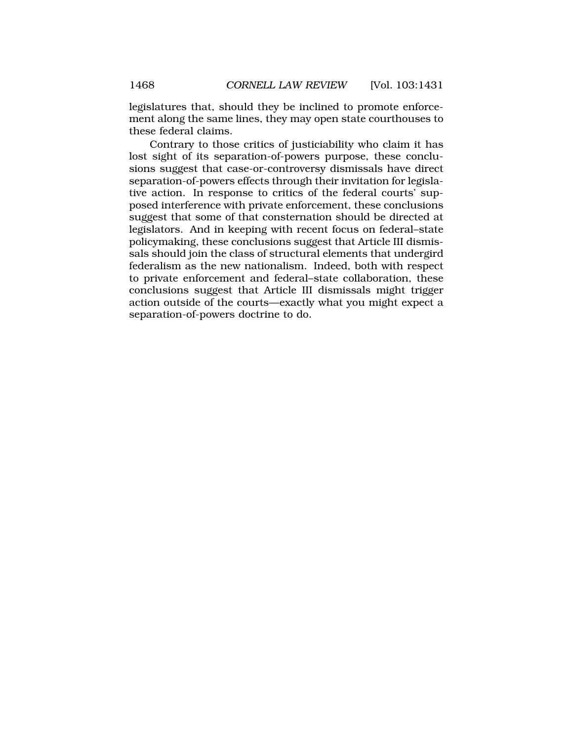legislatures that, should they be inclined to promote enforcement along the same lines, they may open state courthouses to these federal claims.

Contrary to those critics of justiciability who claim it has lost sight of its separation-of-powers purpose, these conclusions suggest that case-or-controversy dismissals have direct separation-of-powers effects through their invitation for legislative action. In response to critics of the federal courts' supposed interference with private enforcement, these conclusions suggest that some of that consternation should be directed at legislators. And in keeping with recent focus on federal–state policymaking, these conclusions suggest that Article III dismissals should join the class of structural elements that undergird federalism as the new nationalism. Indeed, both with respect to private enforcement and federal–state collaboration, these conclusions suggest that Article III dismissals might trigger action outside of the courts—exactly what you might expect a separation-of-powers doctrine to do.